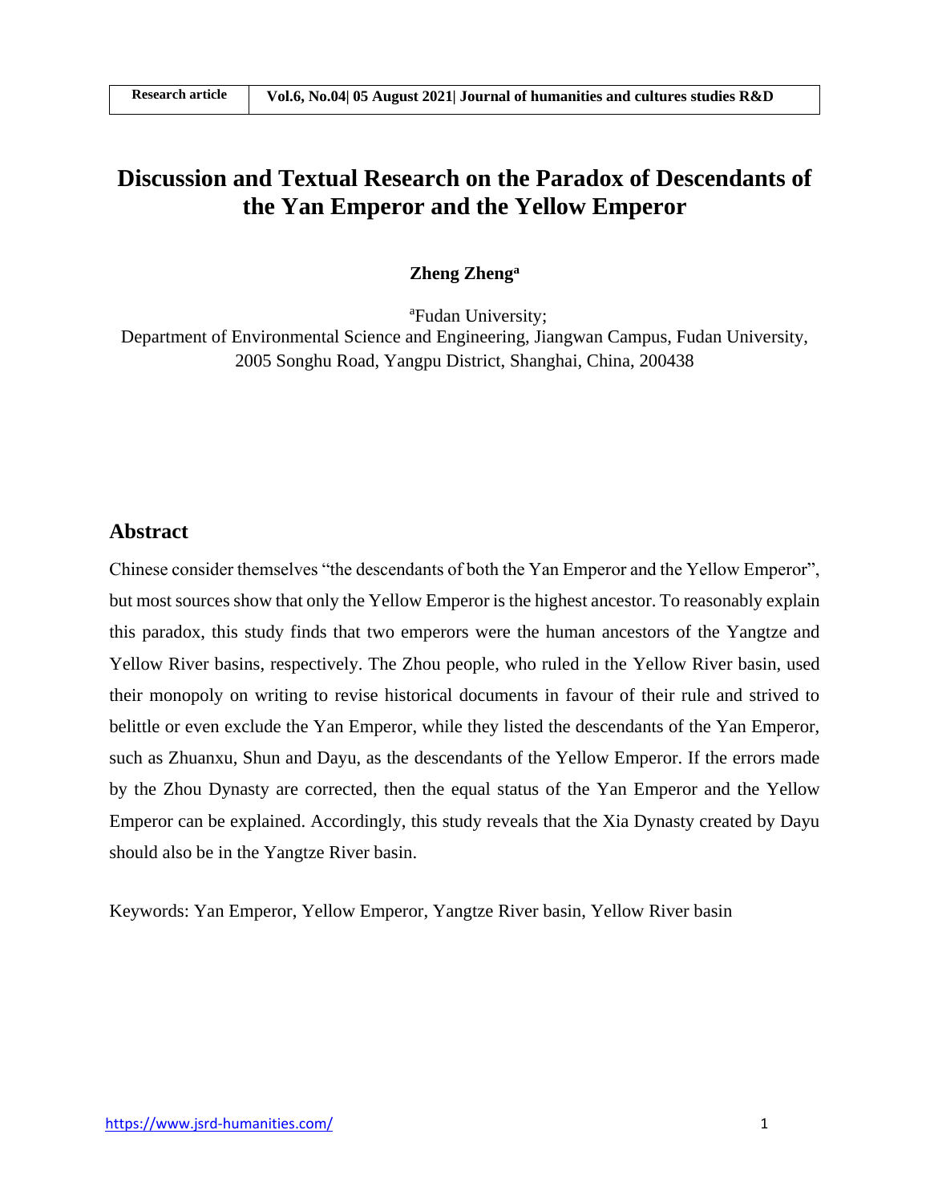# Discussion and Textual Research on the Paradox of Descendants of the Yan Emperor and the Yellow Emperor

**Zheng Zheng**[a]

[a]Fudan University;
Department of Environmental Science and Engineering, Jiangwan Campus, Fudan University, 2005 Songhu Road, Yangpu District, Shanghai, China, 200438

## Abstract

Chinese consider themselves "the descendants of both the Yan Emperor and the Yellow Emperor", but most sources show that only the Yellow Emperor is the highest ancestor. To reasonably explain this paradox, this study finds that two emperors were the human ancestors of the Yangtze and Yellow River basins, respectively. The Zhou people, who ruled in the Yellow River basin, used their monopoly on writing to revise historical documents in favour of their rule and strived to belittle or even exclude the Yan Emperor, while they listed the descendants of the Yan Emperor, such as Zhuanxu, Shun and Dayu, as the descendants of the Yellow Emperor. If the errors made by the Zhou Dynasty are corrected, then the equal status of the Yan Emperor and the Yellow Emperor can be explained. Accordingly, this study reveals that the Xia Dynasty created by Dayu should also be in the Yangtze River basin.

Keywords: Yan Emperor, Yellow Emperor, Yangtze River basin, Yellow River basin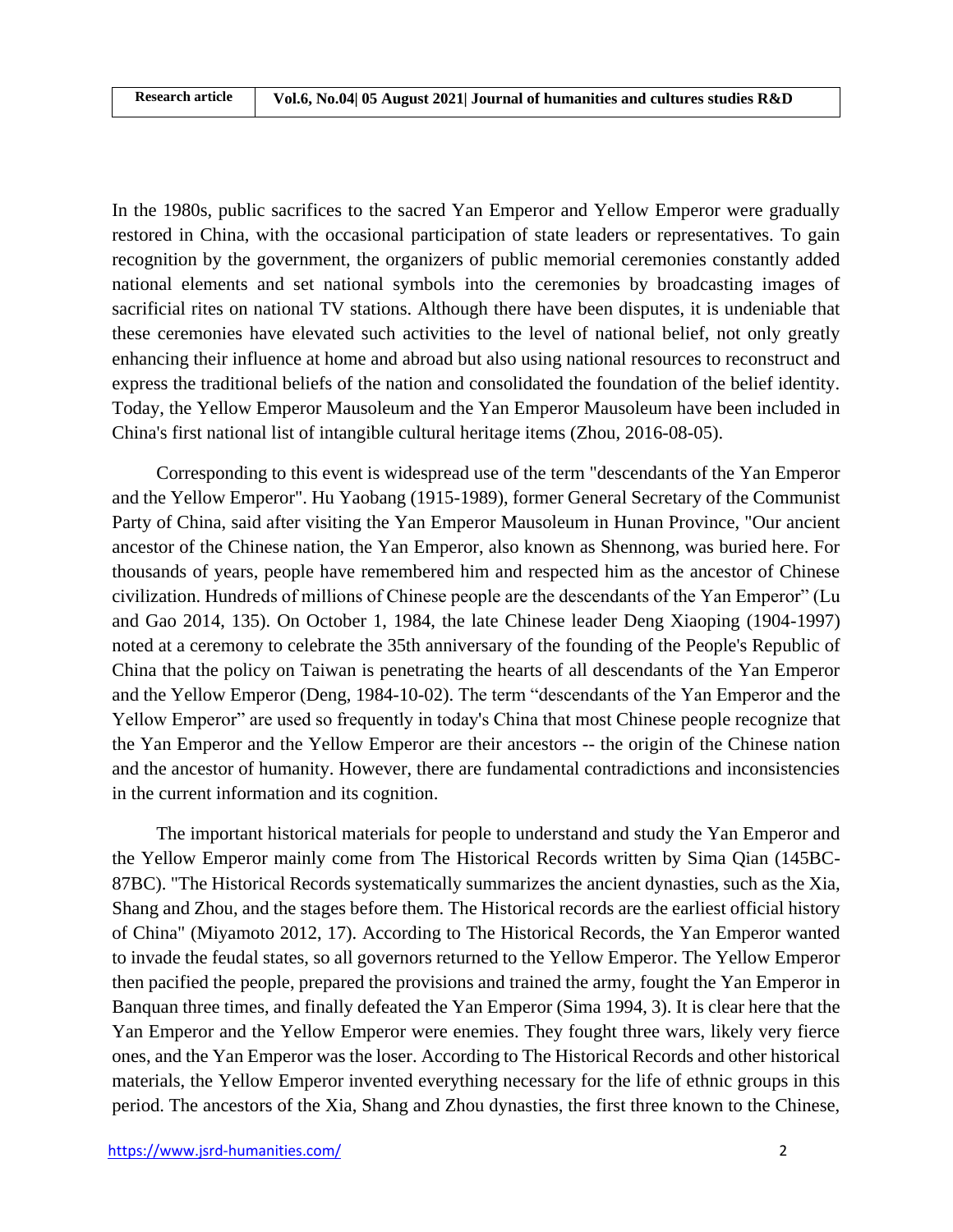In the 1980s, public sacrifices to the sacred Yan Emperor and Yellow Emperor were gradually restored in China, with the occasional participation of state leaders or representatives. To gain recognition by the government, the organizers of public memorial ceremonies constantly added national elements and set national symbols into the ceremonies by broadcasting images of sacrificial rites on national TV stations. Although there have been disputes, it is undeniable that these ceremonies have elevated such activities to the level of national belief, not only greatly enhancing their influence at home and abroad but also using national resources to reconstruct and express the traditional beliefs of the nation and consolidated the foundation of the belief identity. Today, the Yellow Emperor Mausoleum and the Yan Emperor Mausoleum have been included in China's first national list of intangible cultural heritage items (Zhou, 2016-08-05).

Corresponding to this event is widespread use of the term "descendants of the Yan Emperor and the Yellow Emperor". Hu Yaobang (1915-1989), former General Secretary of the Communist Party of China, said after visiting the Yan Emperor Mausoleum in Hunan Province, "Our ancient ancestor of the Chinese nation, the Yan Emperor, also known as Shennong, was buried here. For thousands of years, people have remembered him and respected him as the ancestor of Chinese civilization. Hundreds of millions of Chinese people are the descendants of the Yan Emperor" (Lu and Gao 2014, 135). On October 1, 1984, the late Chinese leader Deng Xiaoping (1904-1997) noted at a ceremony to celebrate the 35th anniversary of the founding of the People's Republic of China that the policy on Taiwan is penetrating the hearts of all descendants of the Yan Emperor and the Yellow Emperor (Deng, 1984-10-02). The term "descendants of the Yan Emperor and the Yellow Emperor" are used so frequently in today's China that most Chinese people recognize that the Yan Emperor and the Yellow Emperor are their ancestors -- the origin of the Chinese nation and the ancestor of humanity. However, there are fundamental contradictions and inconsistencies in the current information and its cognition.

The important historical materials for people to understand and study the Yan Emperor and the Yellow Emperor mainly come from The Historical Records written by Sima Qian (145BC-87BC). "The Historical Records systematically summarizes the ancient dynasties, such as the Xia, Shang and Zhou, and the stages before them. The Historical records are the earliest official history of China" (Miyamoto 2012, 17). According to The Historical Records, the Yan Emperor wanted to invade the feudal states, so all governors returned to the Yellow Emperor. The Yellow Emperor then pacified the people, prepared the provisions and trained the army, fought the Yan Emperor in Banquan three times, and finally defeated the Yan Emperor (Sima 1994, 3). It is clear here that the Yan Emperor and the Yellow Emperor were enemies. They fought three wars, likely very fierce ones, and the Yan Emperor was the loser. According to The Historical Records and other historical materials, the Yellow Emperor invented everything necessary for the life of ethnic groups in this period. The ancestors of the Xia, Shang and Zhou dynasties, the first three known to the Chinese,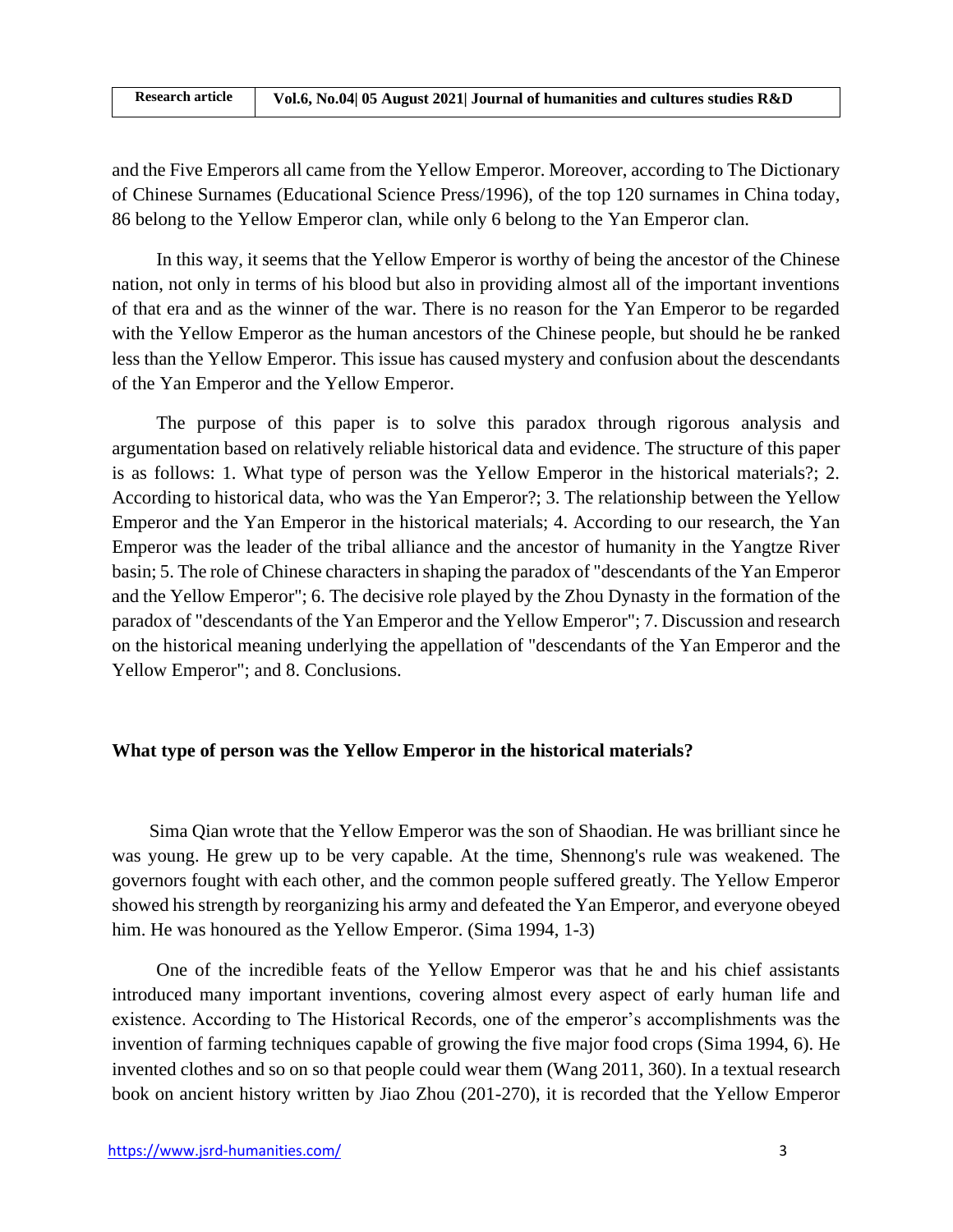and the Five Emperors all came from the Yellow Emperor. Moreover, according to The Dictionary of Chinese Surnames (Educational Science Press/1996), of the top 120 surnames in China today, 86 belong to the Yellow Emperor clan, while only 6 belong to the Yan Emperor clan.

In this way, it seems that the Yellow Emperor is worthy of being the ancestor of the Chinese nation, not only in terms of his blood but also in providing almost all of the important inventions of that era and as the winner of the war. There is no reason for the Yan Emperor to be regarded with the Yellow Emperor as the human ancestors of the Chinese people, but should he be ranked less than the Yellow Emperor. This issue has caused mystery and confusion about the descendants of the Yan Emperor and the Yellow Emperor.

The purpose of this paper is to solve this paradox through rigorous analysis and argumentation based on relatively reliable historical data and evidence. The structure of this paper is as follows: 1. What type of person was the Yellow Emperor in the historical materials?; 2. According to historical data, who was the Yan Emperor?; 3. The relationship between the Yellow Emperor and the Yan Emperor in the historical materials; 4. According to our research, the Yan Emperor was the leader of the tribal alliance and the ancestor of humanity in the Yangtze River basin; 5. The role of Chinese characters in shaping the paradox of "descendants of the Yan Emperor and the Yellow Emperor"; 6. The decisive role played by the Zhou Dynasty in the formation of the paradox of "descendants of the Yan Emperor and the Yellow Emperor"; 7. Discussion and research on the historical meaning underlying the appellation of "descendants of the Yan Emperor and the Yellow Emperor"; and 8. Conclusions.

## What type of person was the Yellow Emperor in the historical materials?

Sima Qian wrote that the Yellow Emperor was the son of Shaodian. He was brilliant since he was young. He grew up to be very capable. At the time, Shennong's rule was weakened. The governors fought with each other, and the common people suffered greatly. The Yellow Emperor showed his strength by reorganizing his army and defeated the Yan Emperor, and everyone obeyed him. He was honoured as the Yellow Emperor. (Sima 1994, 1-3)

One of the incredible feats of the Yellow Emperor was that he and his chief assistants introduced many important inventions, covering almost every aspect of early human life and existence. According to The Historical Records, one of the emperor's accomplishments was the invention of farming techniques capable of growing the five major food crops (Sima 1994, 6). He invented clothes and so on so that people could wear them (Wang 2011, 360). In a textual research book on ancient history written by Jiao Zhou (201-270), it is recorded that the Yellow Emperor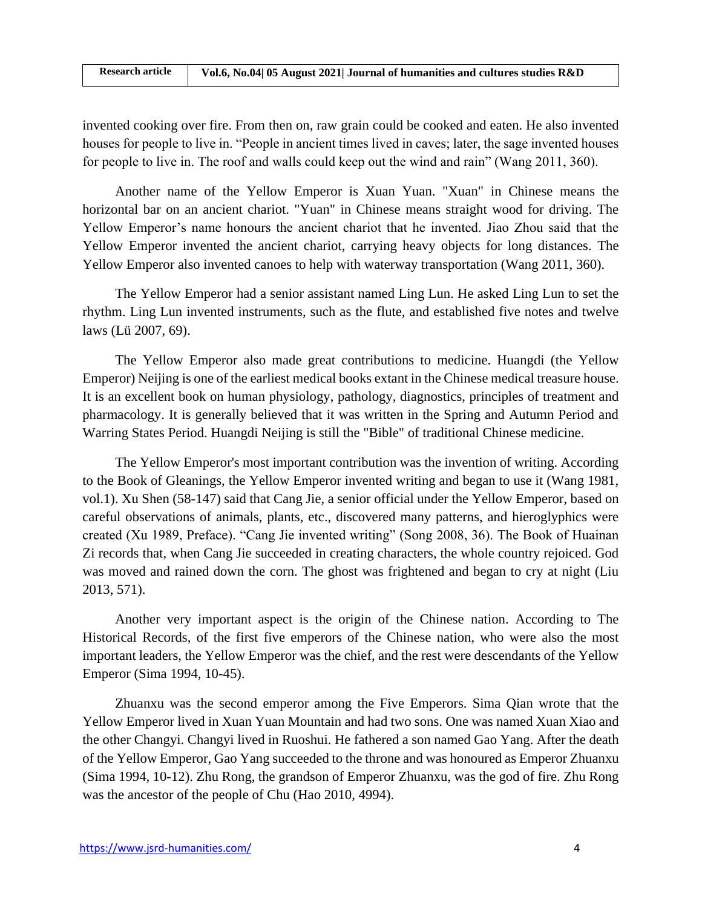invented cooking over fire. From then on, raw grain could be cooked and eaten. He also invented houses for people to live in. "People in ancient times lived in caves; later, the sage invented houses for people to live in. The roof and walls could keep out the wind and rain" (Wang 2011, 360).

Another name of the Yellow Emperor is Xuan Yuan. "Xuan" in Chinese means the horizontal bar on an ancient chariot. "Yuan" in Chinese means straight wood for driving. The Yellow Emperor's name honours the ancient chariot that he invented. Jiao Zhou said that the Yellow Emperor invented the ancient chariot, carrying heavy objects for long distances. The Yellow Emperor also invented canoes to help with waterway transportation (Wang 2011, 360).

The Yellow Emperor had a senior assistant named Ling Lun. He asked Ling Lun to set the rhythm. Ling Lun invented instruments, such as the flute, and established five notes and twelve laws (Lü 2007, 69).

The Yellow Emperor also made great contributions to medicine. Huangdi (the Yellow Emperor) Neijing is one of the earliest medical books extant in the Chinese medical treasure house. It is an excellent book on human physiology, pathology, diagnostics, principles of treatment and pharmacology. It is generally believed that it was written in the Spring and Autumn Period and Warring States Period. Huangdi Neijing is still the "Bible" of traditional Chinese medicine.

The Yellow Emperor's most important contribution was the invention of writing. According to the Book of Gleanings, the Yellow Emperor invented writing and began to use it (Wang 1981, vol.1). Xu Shen (58-147) said that Cang Jie, a senior official under the Yellow Emperor, based on careful observations of animals, plants, etc., discovered many patterns, and hieroglyphics were created (Xu 1989, Preface). "Cang Jie invented writing" (Song 2008, 36). The Book of Huainan Zi records that, when Cang Jie succeeded in creating characters, the whole country rejoiced. God was moved and rained down the corn. The ghost was frightened and began to cry at night (Liu 2013, 571).

Another very important aspect is the origin of the Chinese nation. According to The Historical Records, of the first five emperors of the Chinese nation, who were also the most important leaders, the Yellow Emperor was the chief, and the rest were descendants of the Yellow Emperor (Sima 1994, 10-45).

Zhuanxu was the second emperor among the Five Emperors. Sima Qian wrote that the Yellow Emperor lived in Xuan Yuan Mountain and had two sons. One was named Xuan Xiao and the other Changyi. Changyi lived in Ruoshui. He fathered a son named Gao Yang. After the death of the Yellow Emperor, Gao Yang succeeded to the throne and was honoured as Emperor Zhuanxu (Sima 1994, 10-12). Zhu Rong, the grandson of Emperor Zhuanxu, was the god of fire. Zhu Rong was the ancestor of the people of Chu (Hao 2010, 4994).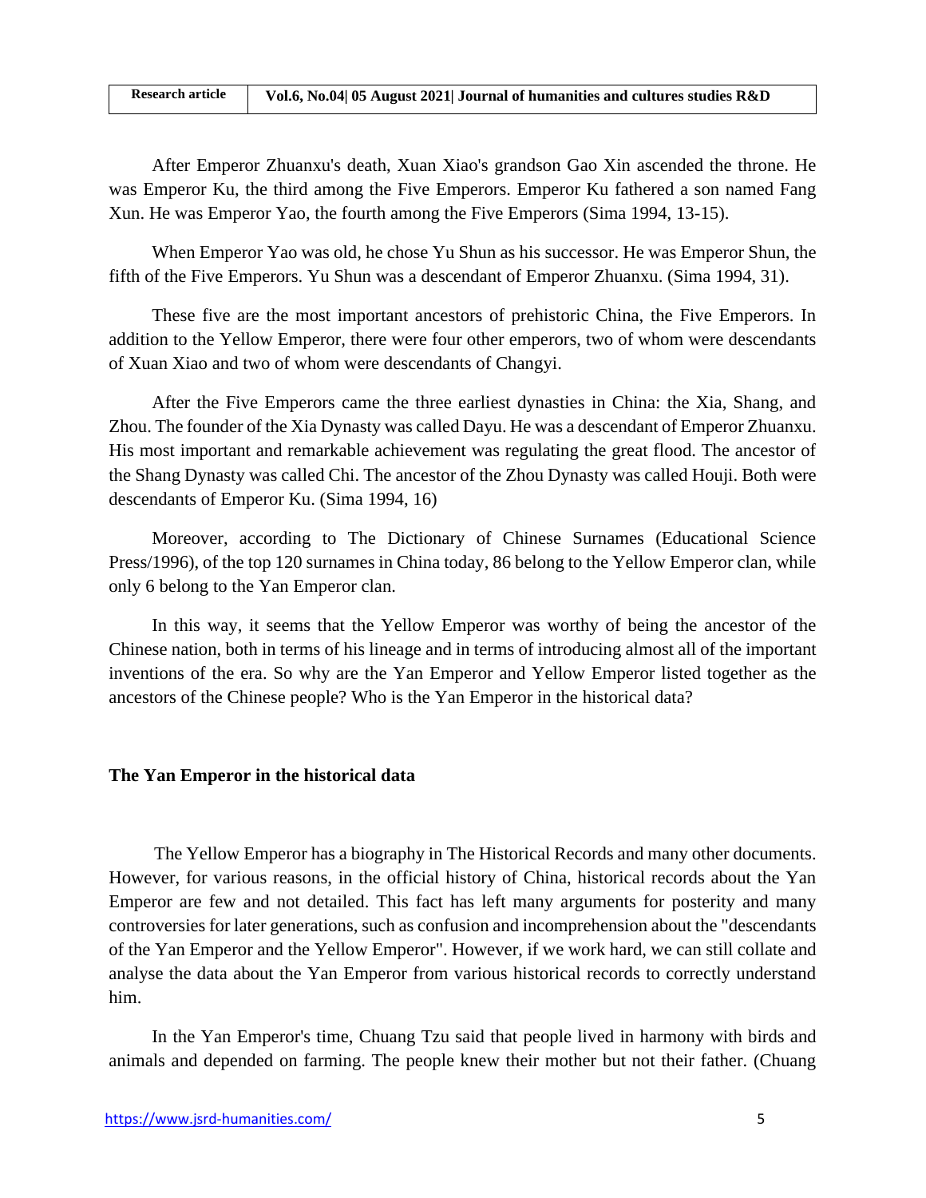After Emperor Zhuanxu's death, Xuan Xiao's grandson Gao Xin ascended the throne. He was Emperor Ku, the third among the Five Emperors. Emperor Ku fathered a son named Fang Xun. He was Emperor Yao, the fourth among the Five Emperors (Sima 1994, 13-15).

When Emperor Yao was old, he chose Yu Shun as his successor. He was Emperor Shun, the fifth of the Five Emperors. Yu Shun was a descendant of Emperor Zhuanxu. (Sima 1994, 31).

These five are the most important ancestors of prehistoric China, the Five Emperors. In addition to the Yellow Emperor, there were four other emperors, two of whom were descendants of Xuan Xiao and two of whom were descendants of Changyi.

After the Five Emperors came the three earliest dynasties in China: the Xia, Shang, and Zhou. The founder of the Xia Dynasty was called Dayu. He was a descendant of Emperor Zhuanxu. His most important and remarkable achievement was regulating the great flood. The ancestor of the Shang Dynasty was called Chi. The ancestor of the Zhou Dynasty was called Houji. Both were descendants of Emperor Ku. (Sima 1994, 16)

Moreover, according to The Dictionary of Chinese Surnames (Educational Science Press/1996), of the top 120 surnames in China today, 86 belong to the Yellow Emperor clan, while only 6 belong to the Yan Emperor clan.

In this way, it seems that the Yellow Emperor was worthy of being the ancestor of the Chinese nation, both in terms of his lineage and in terms of introducing almost all of the important inventions of the era. So why are the Yan Emperor and Yellow Emperor listed together as the ancestors of the Chinese people? Who is the Yan Emperor in the historical data?

## The Yan Emperor in the historical data

The Yellow Emperor has a biography in The Historical Records and many other documents. However, for various reasons, in the official history of China, historical records about the Yan Emperor are few and not detailed. This fact has left many arguments for posterity and many controversies for later generations, such as confusion and incomprehension about the "descendants of the Yan Emperor and the Yellow Emperor". However, if we work hard, we can still collate and analyse the data about the Yan Emperor from various historical records to correctly understand him.

In the Yan Emperor's time, Chuang Tzu said that people lived in harmony with birds and animals and depended on farming. The people knew their mother but not their father. (Chuang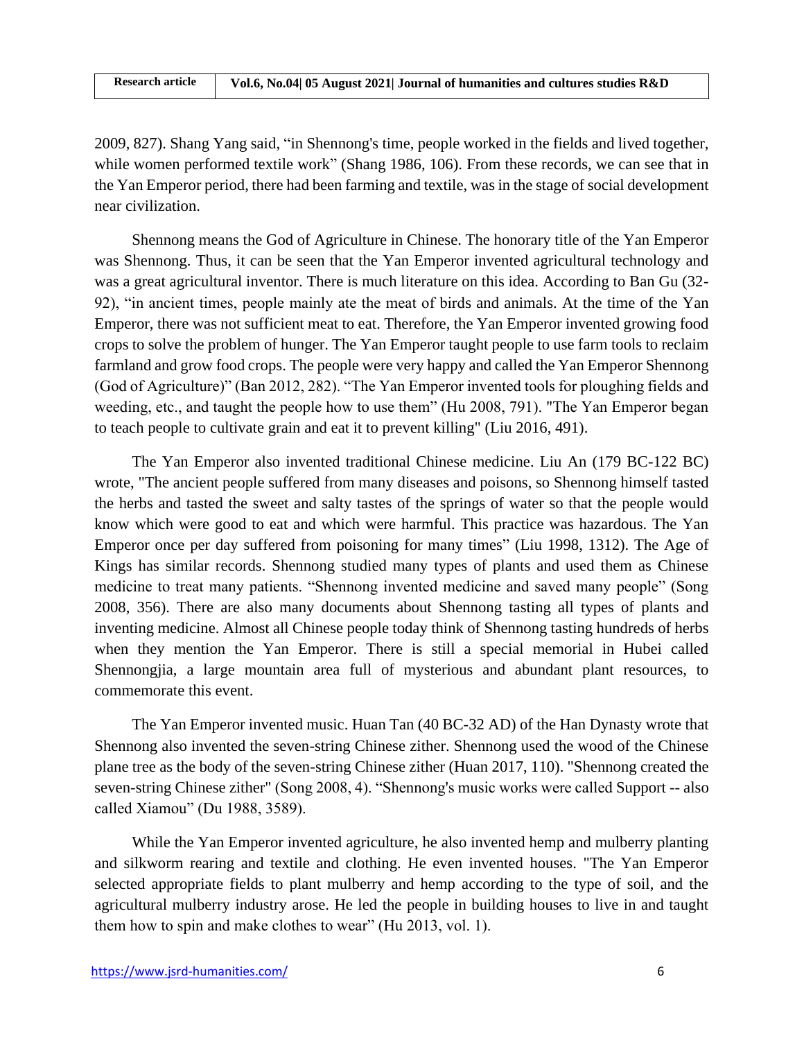2009, 827). Shang Yang said, “in Shennong's time, people worked in the fields and lived together, while women performed textile work” (Shang 1986, 106). From these records, we can see that in the Yan Emperor period, there had been farming and textile, was in the stage of social development near civilization.

Shennong means the God of Agriculture in Chinese. The honorary title of the Yan Emperor was Shennong. Thus, it can be seen that the Yan Emperor invented agricultural technology and was a great agricultural inventor. There is much literature on this idea. According to Ban Gu (32-92), “in ancient times, people mainly ate the meat of birds and animals. At the time of the Yan Emperor, there was not sufficient meat to eat. Therefore, the Yan Emperor invented growing food crops to solve the problem of hunger. The Yan Emperor taught people to use farm tools to reclaim farmland and grow food crops. The people were very happy and called the Yan Emperor Shennong (God of Agriculture)” (Ban 2012, 282). “The Yan Emperor invented tools for ploughing fields and weeding, etc., and taught the people how to use them” (Hu 2008, 791). "The Yan Emperor began to teach people to cultivate grain and eat it to prevent killing" (Liu 2016, 491).

The Yan Emperor also invented traditional Chinese medicine. Liu An (179 BC-122 BC) wrote, "The ancient people suffered from many diseases and poisons, so Shennong himself tasted the herbs and tasted the sweet and salty tastes of the springs of water so that the people would know which were good to eat and which were harmful. This practice was hazardous. The Yan Emperor once per day suffered from poisoning for many times” (Liu 1998, 1312). The Age of Kings has similar records. Shennong studied many types of plants and used them as Chinese medicine to treat many patients. “Shennong invented medicine and saved many people” (Song 2008, 356). There are also many documents about Shennong tasting all types of plants and inventing medicine. Almost all Chinese people today think of Shennong tasting hundreds of herbs when they mention the Yan Emperor. There is still a special memorial in Hubei called Shennongjia, a large mountain area full of mysterious and abundant plant resources, to commemorate this event.

The Yan Emperor invented music. Huan Tan (40 BC-32 AD) of the Han Dynasty wrote that Shennong also invented the seven-string Chinese zither. Shennong used the wood of the Chinese plane tree as the body of the seven-string Chinese zither (Huan 2017, 110). "Shennong created the seven-string Chinese zither" (Song 2008, 4). “Shennong's music works were called Support -- also called Xiamou” (Du 1988, 3589).

While the Yan Emperor invented agriculture, he also invented hemp and mulberry planting and silkworm rearing and textile and clothing. He even invented houses. "The Yan Emperor selected appropriate fields to plant mulberry and hemp according to the type of soil, and the agricultural mulberry industry arose. He led the people in building houses to live in and taught them how to spin and make clothes to wear” (Hu 2013, vol. 1).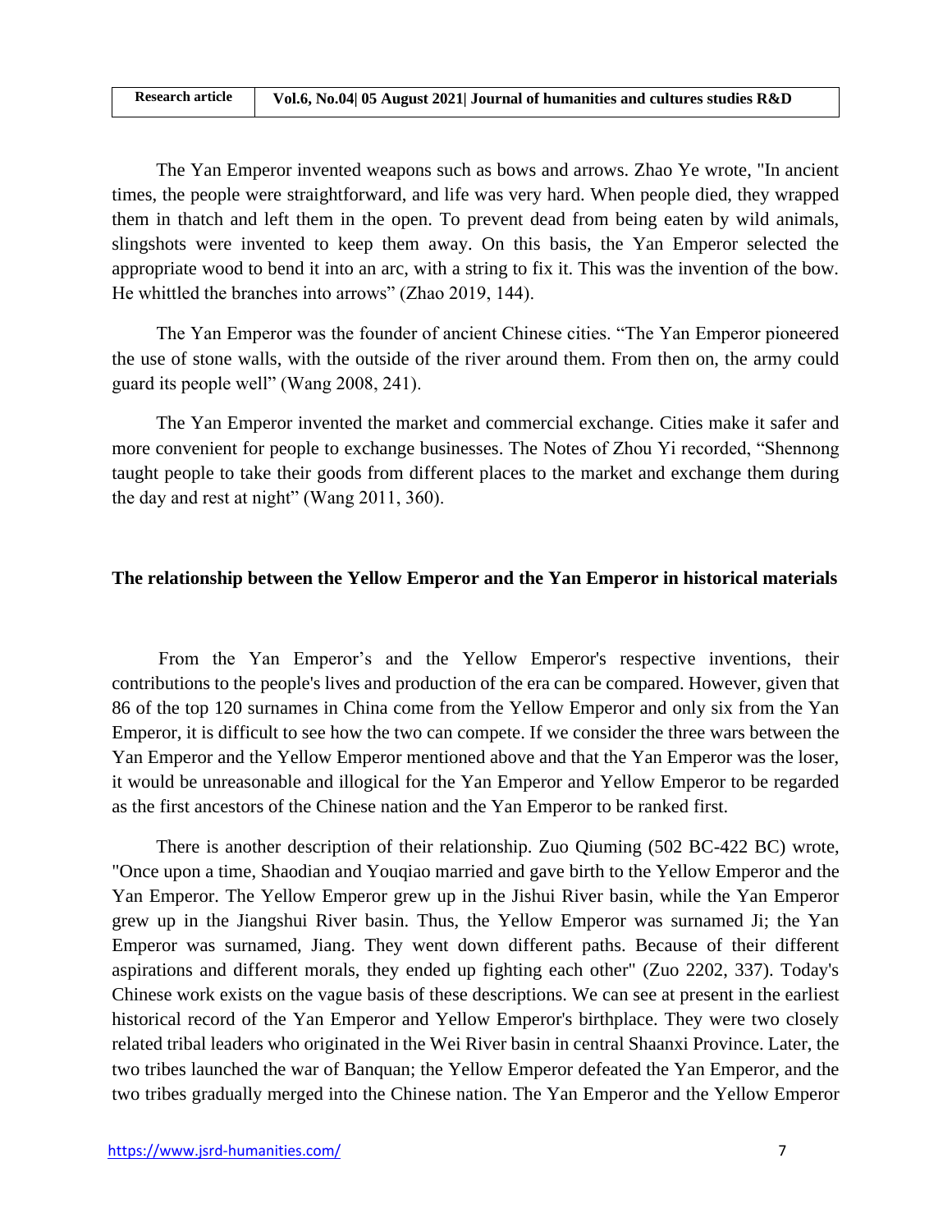The Yan Emperor invented weapons such as bows and arrows. Zhao Ye wrote, "In ancient times, the people were straightforward, and life was very hard. When people died, they wrapped them in thatch and left them in the open. To prevent dead from being eaten by wild animals, slingshots were invented to keep them away. On this basis, the Yan Emperor selected the appropriate wood to bend it into an arc, with a string to fix it. This was the invention of the bow. He whittled the branches into arrows" (Zhao 2019, 144).

The Yan Emperor was the founder of ancient Chinese cities. "The Yan Emperor pioneered the use of stone walls, with the outside of the river around them. From then on, the army could guard its people well" (Wang 2008, 241).

The Yan Emperor invented the market and commercial exchange. Cities make it safer and more convenient for people to exchange businesses. The Notes of Zhou Yi recorded, "Shennong taught people to take their goods from different places to the market and exchange them during the day and rest at night" (Wang 2011, 360).

## The relationship between the Yellow Emperor and the Yan Emperor in historical materials

From the Yan Emperor's and the Yellow Emperor's respective inventions, their contributions to the people's lives and production of the era can be compared. However, given that 86 of the top 120 surnames in China come from the Yellow Emperor and only six from the Yan Emperor, it is difficult to see how the two can compete. If we consider the three wars between the Yan Emperor and the Yellow Emperor mentioned above and that the Yan Emperor was the loser, it would be unreasonable and illogical for the Yan Emperor and Yellow Emperor to be regarded as the first ancestors of the Chinese nation and the Yan Emperor to be ranked first.

There is another description of their relationship. Zuo Qiuming (502 BC-422 BC) wrote, "Once upon a time, Shaodian and Youqiao married and gave birth to the Yellow Emperor and the Yan Emperor. The Yellow Emperor grew up in the Jishui River basin, while the Yan Emperor grew up in the Jiangshui River basin. Thus, the Yellow Emperor was surnamed Ji; the Yan Emperor was surnamed, Jiang. They went down different paths. Because of their different aspirations and different morals, they ended up fighting each other" (Zuo 2202, 337). Today's Chinese work exists on the vague basis of these descriptions. We can see at present in the earliest historical record of the Yan Emperor and Yellow Emperor's birthplace. They were two closely related tribal leaders who originated in the Wei River basin in central Shaanxi Province. Later, the two tribes launched the war of Banquan; the Yellow Emperor defeated the Yan Emperor, and the two tribes gradually merged into the Chinese nation. The Yan Emperor and the Yellow Emperor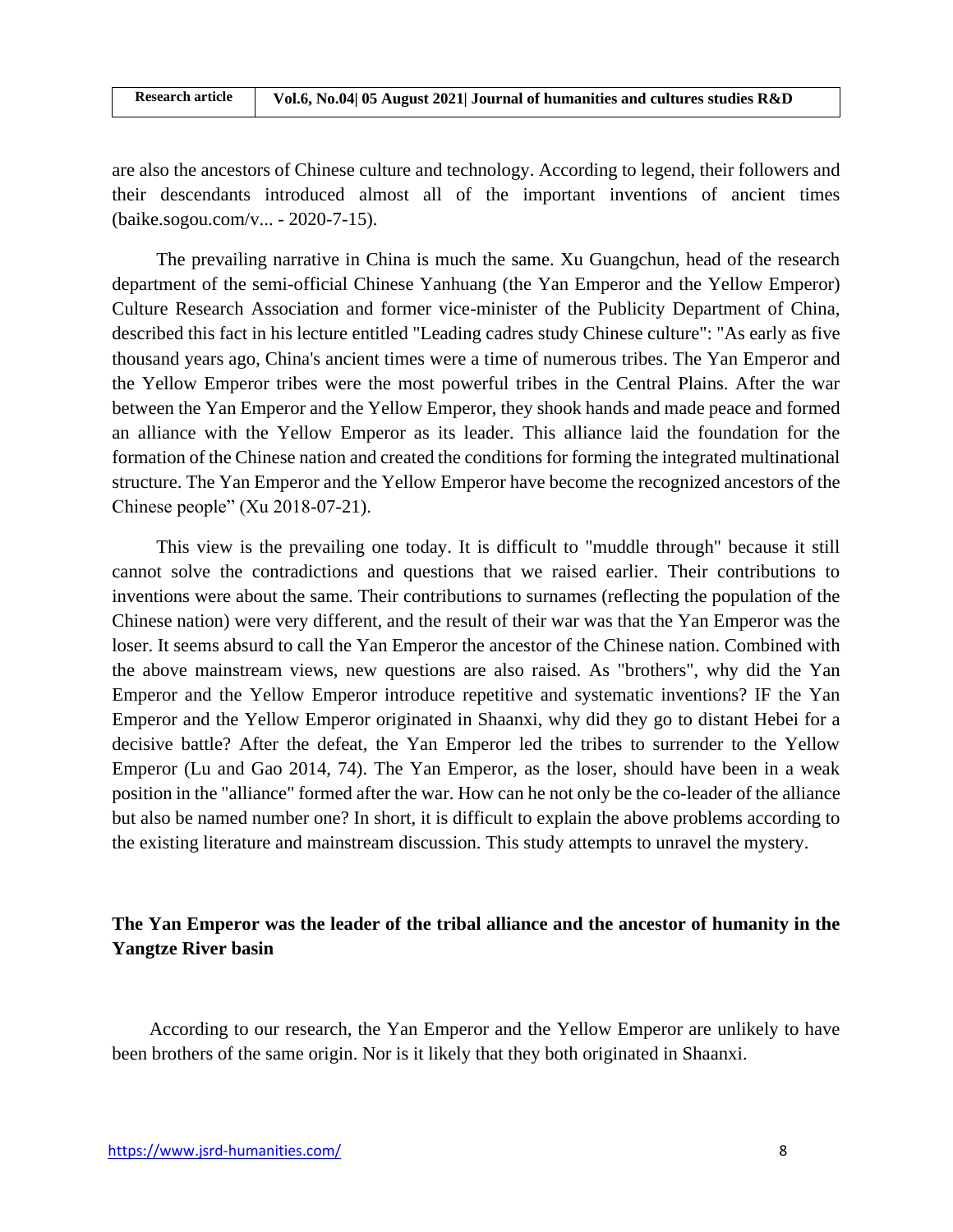are also the ancestors of Chinese culture and technology. According to legend, their followers and their descendants introduced almost all of the important inventions of ancient times (baike.sogou.com/v... - 2020-7-15).

The prevailing narrative in China is much the same. Xu Guangchun, head of the research department of the semi-official Chinese Yanhuang (the Yan Emperor and the Yellow Emperor) Culture Research Association and former vice-minister of the Publicity Department of China, described this fact in his lecture entitled "Leading cadres study Chinese culture": "As early as five thousand years ago, China's ancient times were a time of numerous tribes. The Yan Emperor and the Yellow Emperor tribes were the most powerful tribes in the Central Plains. After the war between the Yan Emperor and the Yellow Emperor, they shook hands and made peace and formed an alliance with the Yellow Emperor as its leader. This alliance laid the foundation for the formation of the Chinese nation and created the conditions for forming the integrated multinational structure. The Yan Emperor and the Yellow Emperor have become the recognized ancestors of the Chinese people" (Xu 2018-07-21).

This view is the prevailing one today. It is difficult to "muddle through" because it still cannot solve the contradictions and questions that we raised earlier. Their contributions to inventions were about the same. Their contributions to surnames (reflecting the population of the Chinese nation) were very different, and the result of their war was that the Yan Emperor was the loser. It seems absurd to call the Yan Emperor the ancestor of the Chinese nation. Combined with the above mainstream views, new questions are also raised. As "brothers", why did the Yan Emperor and the Yellow Emperor introduce repetitive and systematic inventions? IF the Yan Emperor and the Yellow Emperor originated in Shaanxi, why did they go to distant Hebei for a decisive battle? After the defeat, the Yan Emperor led the tribes to surrender to the Yellow Emperor (Lu and Gao 2014, 74). The Yan Emperor, as the loser, should have been in a weak position in the "alliance" formed after the war. How can he not only be the co-leader of the alliance but also be named number one? In short, it is difficult to explain the above problems according to the existing literature and mainstream discussion. This study attempts to unravel the mystery.

## The Yan Emperor was the leader of the tribal alliance and the ancestor of humanity in the Yangtze River basin

According to our research, the Yan Emperor and the Yellow Emperor are unlikely to have been brothers of the same origin. Nor is it likely that they both originated in Shaanxi.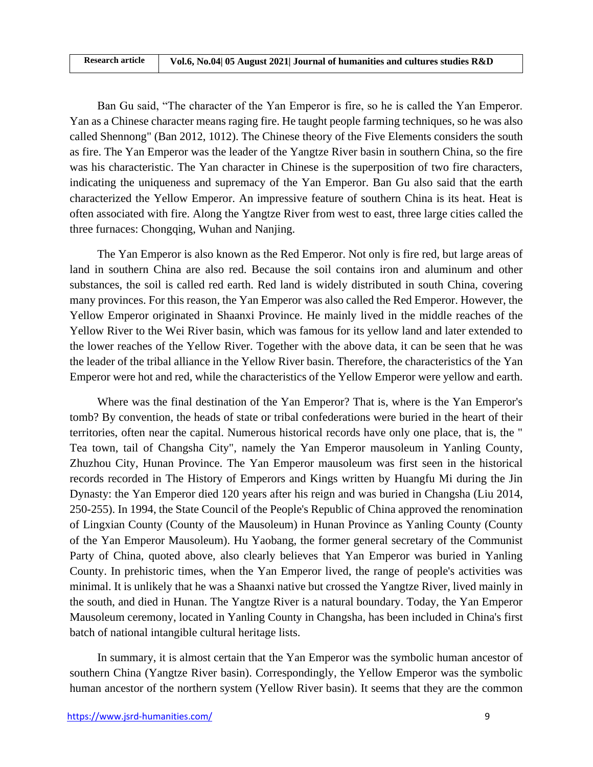Ban Gu said, “The character of the Yan Emperor is fire, so he is called the Yan Emperor. Yan as a Chinese character means raging fire. He taught people farming techniques, so he was also called Shennong" (Ban 2012, 1012). The Chinese theory of the Five Elements considers the south as fire. The Yan Emperor was the leader of the Yangtze River basin in southern China, so the fire was his characteristic. The Yan character in Chinese is the superposition of two fire characters, indicating the uniqueness and supremacy of the Yan Emperor. Ban Gu also said that the earth characterized the Yellow Emperor. An impressive feature of southern China is its heat. Heat is often associated with fire. Along the Yangtze River from west to east, three large cities called the three furnaces: Chongqing, Wuhan and Nanjing.

The Yan Emperor is also known as the Red Emperor. Not only is fire red, but large areas of land in southern China are also red. Because the soil contains iron and aluminum and other substances, the soil is called red earth. Red land is widely distributed in south China, covering many provinces. For this reason, the Yan Emperor was also called the Red Emperor. However, the Yellow Emperor originated in Shaanxi Province. He mainly lived in the middle reaches of the Yellow River to the Wei River basin, which was famous for its yellow land and later extended to the lower reaches of the Yellow River. Together with the above data, it can be seen that he was the leader of the tribal alliance in the Yellow River basin. Therefore, the characteristics of the Yan Emperor were hot and red, while the characteristics of the Yellow Emperor were yellow and earth.

Where was the final destination of the Yan Emperor? That is, where is the Yan Emperor's tomb? By convention, the heads of state or tribal confederations were buried in the heart of their territories, often near the capital. Numerous historical records have only one place, that is, the " Tea town, tail of Changsha City", namely the Yan Emperor mausoleum in Yanling County, Zhuzhou City, Hunan Province. The Yan Emperor mausoleum was first seen in the historical records recorded in The History of Emperors and Kings written by Huangfu Mi during the Jin Dynasty: the Yan Emperor died 120 years after his reign and was buried in Changsha (Liu 2014, 250-255). In 1994, the State Council of the People's Republic of China approved the renomination of Lingxian County (County of the Mausoleum) in Hunan Province as Yanling County (County of the Yan Emperor Mausoleum). Hu Yaobang, the former general secretary of the Communist Party of China, quoted above, also clearly believes that Yan Emperor was buried in Yanling County. In prehistoric times, when the Yan Emperor lived, the range of people's activities was minimal. It is unlikely that he was a Shaanxi native but crossed the Yangtze River, lived mainly in the south, and died in Hunan. The Yangtze River is a natural boundary. Today, the Yan Emperor Mausoleum ceremony, located in Yanling County in Changsha, has been included in China's first batch of national intangible cultural heritage lists.

In summary, it is almost certain that the Yan Emperor was the symbolic human ancestor of southern China (Yangtze River basin). Correspondingly, the Yellow Emperor was the symbolic human ancestor of the northern system (Yellow River basin). It seems that they are the common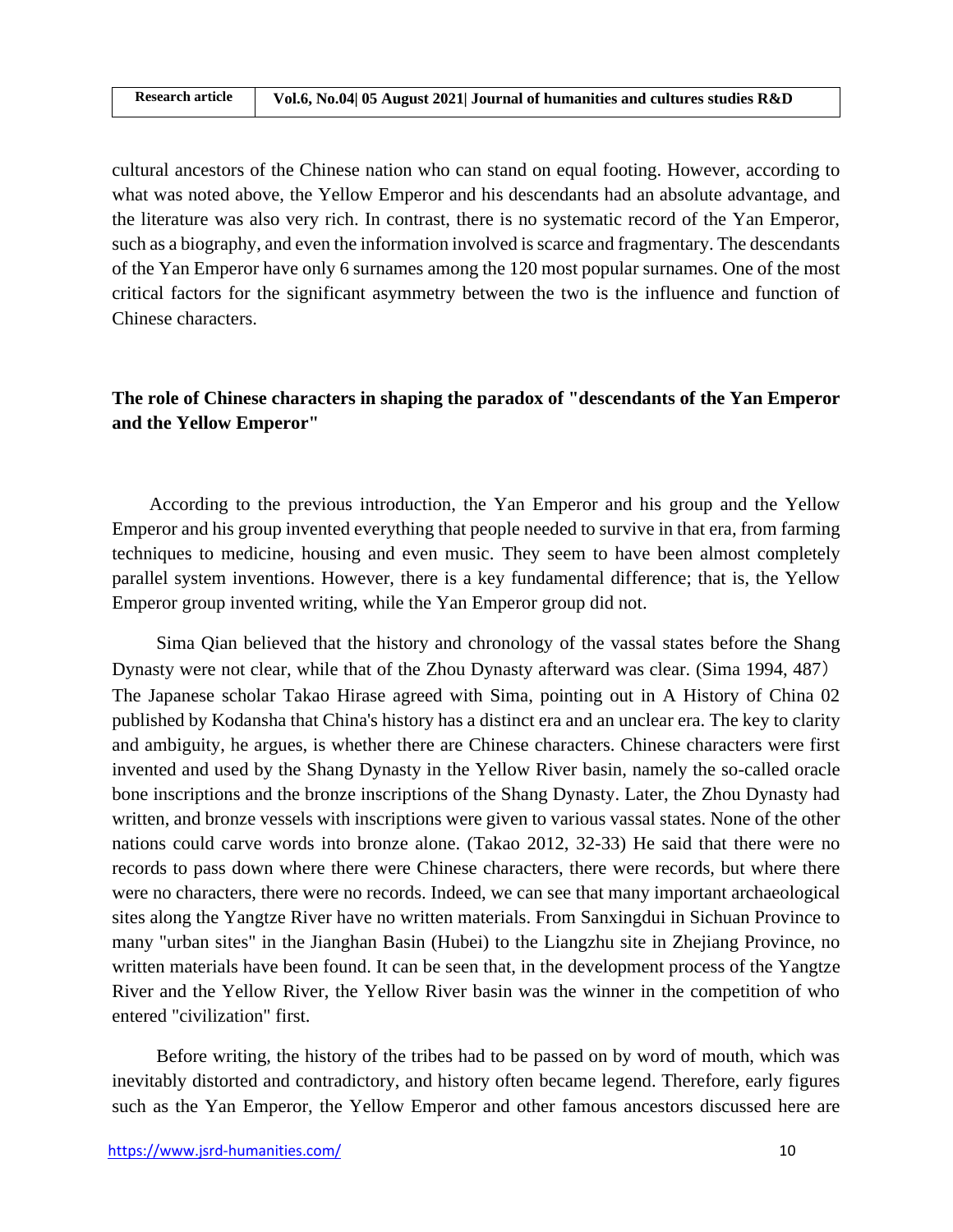cultural ancestors of the Chinese nation who can stand on equal footing. However, according to what was noted above, the Yellow Emperor and his descendants had an absolute advantage, and the literature was also very rich. In contrast, there is no systematic record of the Yan Emperor, such as a biography, and even the information involved is scarce and fragmentary. The descendants of the Yan Emperor have only 6 surnames among the 120 most popular surnames. One of the most critical factors for the significant asymmetry between the two is the influence and function of Chinese characters.

## The role of Chinese characters in shaping the paradox of "descendants of the Yan Emperor and the Yellow Emperor"

According to the previous introduction, the Yan Emperor and his group and the Yellow Emperor and his group invented everything that people needed to survive in that era, from farming techniques to medicine, housing and even music. They seem to have been almost completely parallel system inventions. However, there is a key fundamental difference; that is, the Yellow Emperor group invented writing, while the Yan Emperor group did not.

Sima Qian believed that the history and chronology of the vassal states before the Shang Dynasty were not clear, while that of the Zhou Dynasty afterward was clear. (Sima 1994, 487） The Japanese scholar Takao Hirase agreed with Sima, pointing out in A History of China 02 published by Kodansha that China's history has a distinct era and an unclear era. The key to clarity and ambiguity, he argues, is whether there are Chinese characters. Chinese characters were first invented and used by the Shang Dynasty in the Yellow River basin, namely the so-called oracle bone inscriptions and the bronze inscriptions of the Shang Dynasty. Later, the Zhou Dynasty had written, and bronze vessels with inscriptions were given to various vassal states. None of the other nations could carve words into bronze alone. (Takao 2012, 32-33) He said that there were no records to pass down where there were Chinese characters, there were records, but where there were no characters, there were no records. Indeed, we can see that many important archaeological sites along the Yangtze River have no written materials. From Sanxingdui in Sichuan Province to many "urban sites" in the Jianghan Basin (Hubei) to the Liangzhu site in Zhejiang Province, no written materials have been found. It can be seen that, in the development process of the Yangtze River and the Yellow River, the Yellow River basin was the winner in the competition of who entered "civilization" first.

Before writing, the history of the tribes had to be passed on by word of mouth, which was inevitably distorted and contradictory, and history often became legend. Therefore, early figures such as the Yan Emperor, the Yellow Emperor and other famous ancestors discussed here are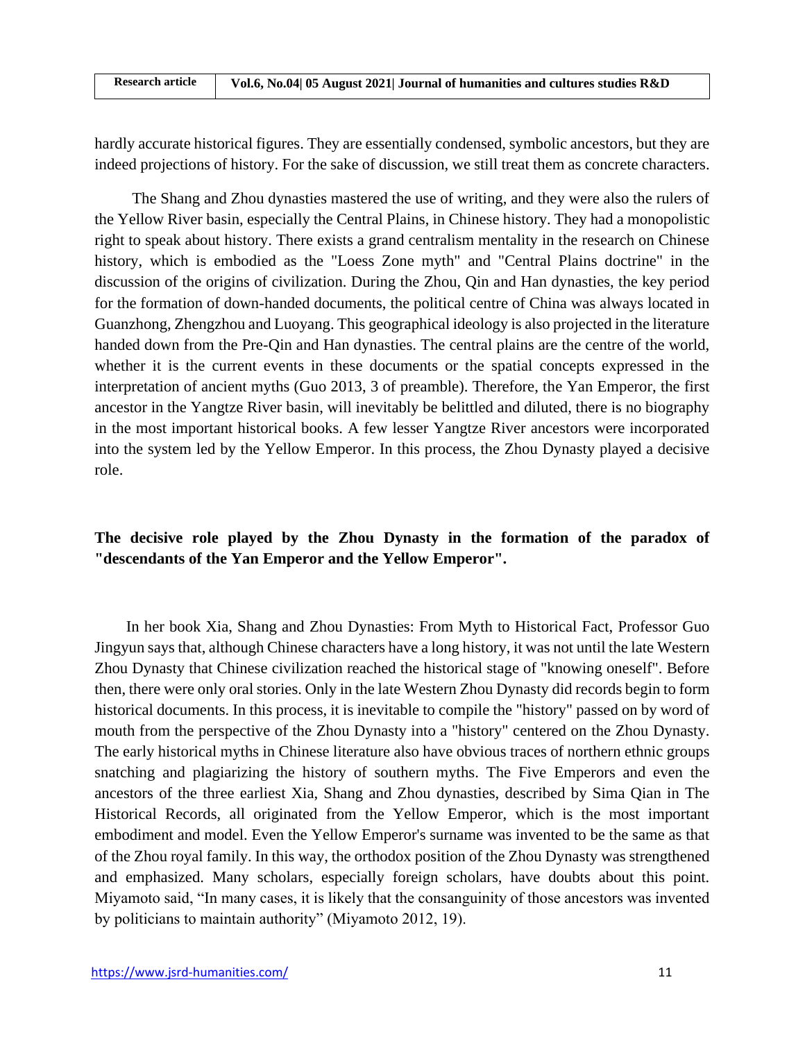hardly accurate historical figures. They are essentially condensed, symbolic ancestors, but they are indeed projections of history. For the sake of discussion, we still treat them as concrete characters.

The Shang and Zhou dynasties mastered the use of writing, and they were also the rulers of the Yellow River basin, especially the Central Plains, in Chinese history. They had a monopolistic right to speak about history. There exists a grand centralism mentality in the research on Chinese history, which is embodied as the "Loess Zone myth" and "Central Plains doctrine" in the discussion of the origins of civilization. During the Zhou, Qin and Han dynasties, the key period for the formation of down-handed documents, the political centre of China was always located in Guanzhong, Zhengzhou and Luoyang. This geographical ideology is also projected in the literature handed down from the Pre-Qin and Han dynasties. The central plains are the centre of the world, whether it is the current events in these documents or the spatial concepts expressed in the interpretation of ancient myths (Guo 2013, 3 of preamble). Therefore, the Yan Emperor, the first ancestor in the Yangtze River basin, will inevitably be belittled and diluted, there is no biography in the most important historical books. A few lesser Yangtze River ancestors were incorporated into the system led by the Yellow Emperor. In this process, the Zhou Dynasty played a decisive role.

## The decisive role played by the Zhou Dynasty in the formation of the paradox of "descendants of the Yan Emperor and the Yellow Emperor".

In her book Xia, Shang and Zhou Dynasties: From Myth to Historical Fact, Professor Guo Jingyun says that, although Chinese characters have a long history, it was not until the late Western Zhou Dynasty that Chinese civilization reached the historical stage of "knowing oneself". Before then, there were only oral stories. Only in the late Western Zhou Dynasty did records begin to form historical documents. In this process, it is inevitable to compile the "history" passed on by word of mouth from the perspective of the Zhou Dynasty into a "history" centered on the Zhou Dynasty. The early historical myths in Chinese literature also have obvious traces of northern ethnic groups snatching and plagiarizing the history of southern myths. The Five Emperors and even the ancestors of the three earliest Xia, Shang and Zhou dynasties, described by Sima Qian in The Historical Records, all originated from the Yellow Emperor, which is the most important embodiment and model. Even the Yellow Emperor's surname was invented to be the same as that of the Zhou royal family. In this way, the orthodox position of the Zhou Dynasty was strengthened and emphasized. Many scholars, especially foreign scholars, have doubts about this point. Miyamoto said, "In many cases, it is likely that the consanguinity of those ancestors was invented by politicians to maintain authority" (Miyamoto 2012, 19).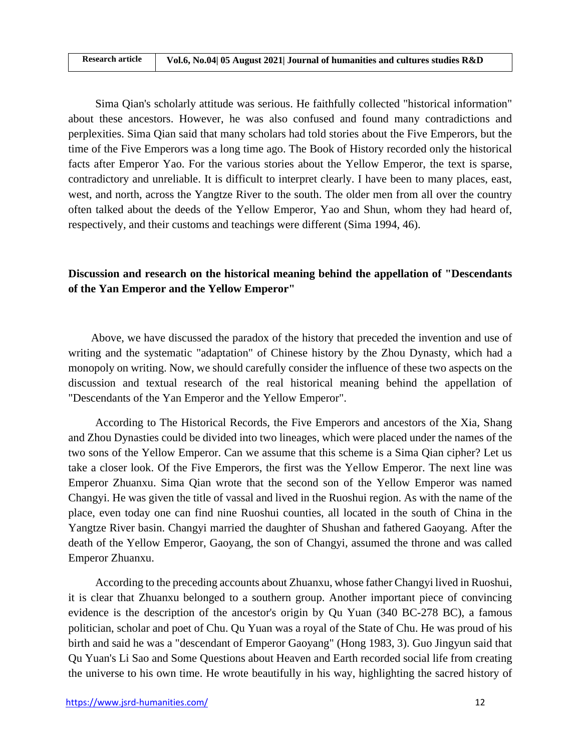Sima Qian's scholarly attitude was serious. He faithfully collected "historical information" about these ancestors. However, he was also confused and found many contradictions and perplexities. Sima Qian said that many scholars had told stories about the Five Emperors, but the time of the Five Emperors was a long time ago. The Book of History recorded only the historical facts after Emperor Yao. For the various stories about the Yellow Emperor, the text is sparse, contradictory and unreliable. It is difficult to interpret clearly. I have been to many places, east, west, and north, across the Yangtze River to the south. The older men from all over the country often talked about the deeds of the Yellow Emperor, Yao and Shun, whom they had heard of, respectively, and their customs and teachings were different (Sima 1994, 46).

## Discussion and research on the historical meaning behind the appellation of "Descendants of the Yan Emperor and the Yellow Emperor"

Above, we have discussed the paradox of the history that preceded the invention and use of writing and the systematic "adaptation" of Chinese history by the Zhou Dynasty, which had a monopoly on writing. Now, we should carefully consider the influence of these two aspects on the discussion and textual research of the real historical meaning behind the appellation of "Descendants of the Yan Emperor and the Yellow Emperor".

According to The Historical Records, the Five Emperors and ancestors of the Xia, Shang and Zhou Dynasties could be divided into two lineages, which were placed under the names of the two sons of the Yellow Emperor. Can we assume that this scheme is a Sima Qian cipher? Let us take a closer look. Of the Five Emperors, the first was the Yellow Emperor. The next line was Emperor Zhuanxu. Sima Qian wrote that the second son of the Yellow Emperor was named Changyi. He was given the title of vassal and lived in the Ruoshui region. As with the name of the place, even today one can find nine Ruoshui counties, all located in the south of China in the Yangtze River basin. Changyi married the daughter of Shushan and fathered Gaoyang. After the death of the Yellow Emperor, Gaoyang, the son of Changyi, assumed the throne and was called Emperor Zhuanxu.

According to the preceding accounts about Zhuanxu, whose father Changyi lived in Ruoshui, it is clear that Zhuanxu belonged to a southern group. Another important piece of convincing evidence is the description of the ancestor's origin by Qu Yuan (340 BC-278 BC), a famous politician, scholar and poet of Chu. Qu Yuan was a royal of the State of Chu. He was proud of his birth and said he was a "descendant of Emperor Gaoyang" (Hong 1983, 3). Guo Jingyun said that Qu Yuan's Li Sao and Some Questions about Heaven and Earth recorded social life from creating the universe to his own time. He wrote beautifully in his way, highlighting the sacred history of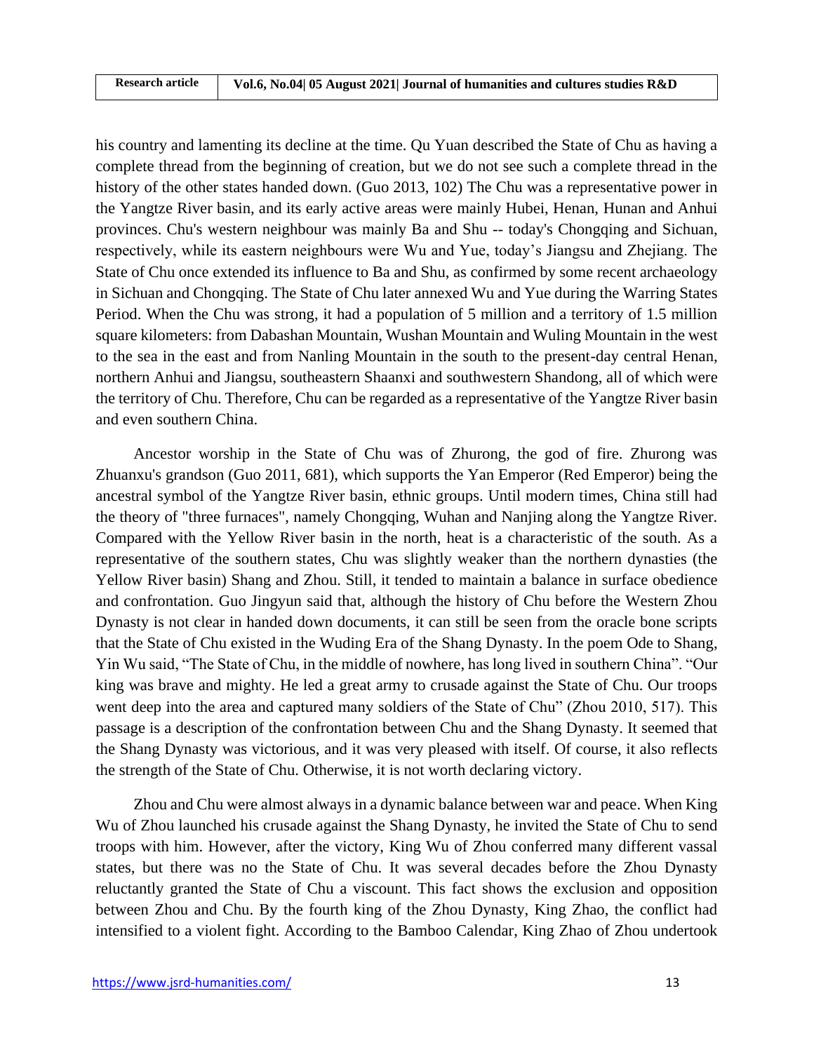his country and lamenting its decline at the time. Qu Yuan described the State of Chu as having a complete thread from the beginning of creation, but we do not see such a complete thread in the history of the other states handed down. (Guo 2013, 102) The Chu was a representative power in the Yangtze River basin, and its early active areas were mainly Hubei, Henan, Hunan and Anhui provinces. Chu's western neighbour was mainly Ba and Shu -- today's Chongqing and Sichuan, respectively, while its eastern neighbours were Wu and Yue, today's Jiangsu and Zhejiang. The State of Chu once extended its influence to Ba and Shu, as confirmed by some recent archaeology in Sichuan and Chongqing. The State of Chu later annexed Wu and Yue during the Warring States Period. When the Chu was strong, it had a population of 5 million and a territory of 1.5 million square kilometers: from Dabashan Mountain, Wushan Mountain and Wuling Mountain in the west to the sea in the east and from Nanling Mountain in the south to the present-day central Henan, northern Anhui and Jiangsu, southeastern Shaanxi and southwestern Shandong, all of which were the territory of Chu. Therefore, Chu can be regarded as a representative of the Yangtze River basin and even southern China.

Ancestor worship in the State of Chu was of Zhurong, the god of fire. Zhurong was Zhuanxu's grandson (Guo 2011, 681), which supports the Yan Emperor (Red Emperor) being the ancestral symbol of the Yangtze River basin, ethnic groups. Until modern times, China still had the theory of "three furnaces", namely Chongqing, Wuhan and Nanjing along the Yangtze River. Compared with the Yellow River basin in the north, heat is a characteristic of the south. As a representative of the southern states, Chu was slightly weaker than the northern dynasties (the Yellow River basin) Shang and Zhou. Still, it tended to maintain a balance in surface obedience and confrontation. Guo Jingyun said that, although the history of Chu before the Western Zhou Dynasty is not clear in handed down documents, it can still be seen from the oracle bone scripts that the State of Chu existed in the Wuding Era of the Shang Dynasty. In the poem Ode to Shang, Yin Wu said, "The State of Chu, in the middle of nowhere, has long lived in southern China". "Our king was brave and mighty. He led a great army to crusade against the State of Chu. Our troops went deep into the area and captured many soldiers of the State of Chu" (Zhou 2010, 517). This passage is a description of the confrontation between Chu and the Shang Dynasty. It seemed that the Shang Dynasty was victorious, and it was very pleased with itself. Of course, it also reflects the strength of the State of Chu. Otherwise, it is not worth declaring victory.

Zhou and Chu were almost always in a dynamic balance between war and peace. When King Wu of Zhou launched his crusade against the Shang Dynasty, he invited the State of Chu to send troops with him. However, after the victory, King Wu of Zhou conferred many different vassal states, but there was no the State of Chu. It was several decades before the Zhou Dynasty reluctantly granted the State of Chu a viscount. This fact shows the exclusion and opposition between Zhou and Chu. By the fourth king of the Zhou Dynasty, King Zhao, the conflict had intensified to a violent fight. According to the Bamboo Calendar, King Zhao of Zhou undertook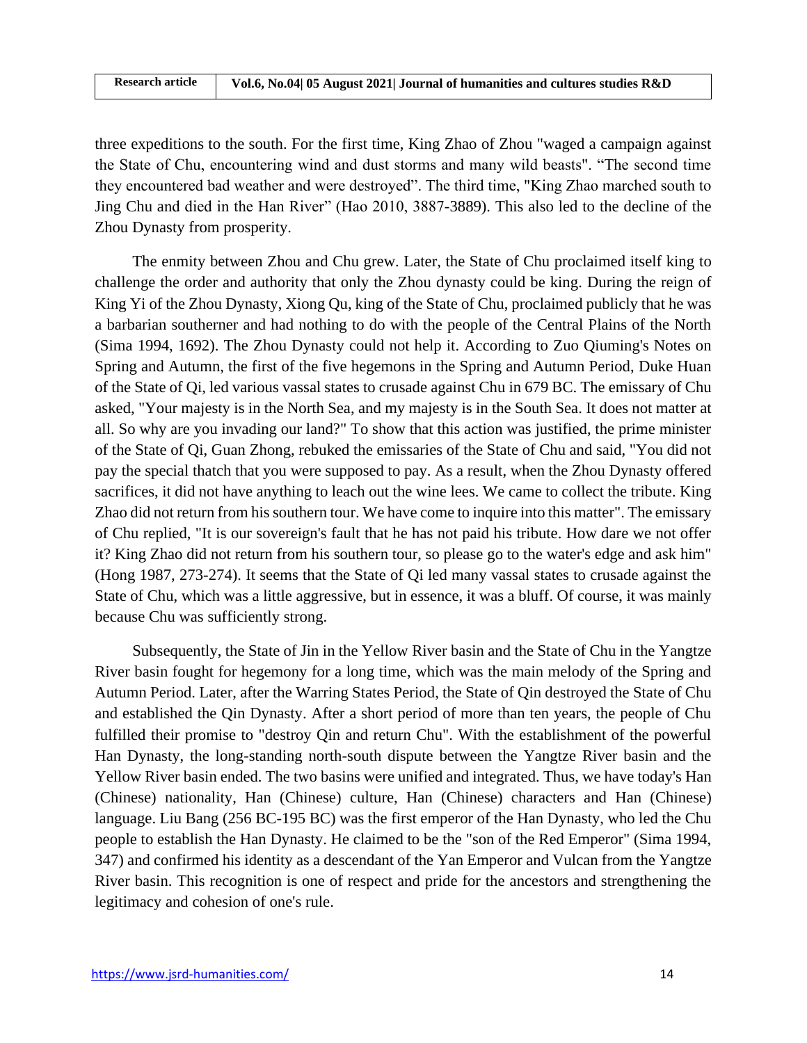three expeditions to the south. For the first time, King Zhao of Zhou "waged a campaign against the State of Chu, encountering wind and dust storms and many wild beasts". "The second time they encountered bad weather and were destroyed". The third time, "King Zhao marched south to Jing Chu and died in the Han River" (Hao 2010, 3887-3889). This also led to the decline of the Zhou Dynasty from prosperity.

The enmity between Zhou and Chu grew. Later, the State of Chu proclaimed itself king to challenge the order and authority that only the Zhou dynasty could be king. During the reign of King Yi of the Zhou Dynasty, Xiong Qu, king of the State of Chu, proclaimed publicly that he was a barbarian southerner and had nothing to do with the people of the Central Plains of the North (Sima 1994, 1692). The Zhou Dynasty could not help it. According to Zuo Qiuming's Notes on Spring and Autumn, the first of the five hegemons in the Spring and Autumn Period, Duke Huan of the State of Qi, led various vassal states to crusade against Chu in 679 BC. The emissary of Chu asked, "Your majesty is in the North Sea, and my majesty is in the South Sea. It does not matter at all. So why are you invading our land?" To show that this action was justified, the prime minister of the State of Qi, Guan Zhong, rebuked the emissaries of the State of Chu and said, "You did not pay the special thatch that you were supposed to pay. As a result, when the Zhou Dynasty offered sacrifices, it did not have anything to leach out the wine lees. We came to collect the tribute. King Zhao did not return from his southern tour. We have come to inquire into this matter". The emissary of Chu replied, "It is our sovereign's fault that he has not paid his tribute. How dare we not offer it? King Zhao did not return from his southern tour, so please go to the water's edge and ask him" (Hong 1987, 273-274). It seems that the State of Qi led many vassal states to crusade against the State of Chu, which was a little aggressive, but in essence, it was a bluff. Of course, it was mainly because Chu was sufficiently strong.

Subsequently, the State of Jin in the Yellow River basin and the State of Chu in the Yangtze River basin fought for hegemony for a long time, which was the main melody of the Spring and Autumn Period. Later, after the Warring States Period, the State of Qin destroyed the State of Chu and established the Qin Dynasty. After a short period of more than ten years, the people of Chu fulfilled their promise to "destroy Qin and return Chu". With the establishment of the powerful Han Dynasty, the long-standing north-south dispute between the Yangtze River basin and the Yellow River basin ended. The two basins were unified and integrated. Thus, we have today's Han (Chinese) nationality, Han (Chinese) culture, Han (Chinese) characters and Han (Chinese) language. Liu Bang (256 BC-195 BC) was the first emperor of the Han Dynasty, who led the Chu people to establish the Han Dynasty. He claimed to be the "son of the Red Emperor" (Sima 1994, 347) and confirmed his identity as a descendant of the Yan Emperor and Vulcan from the Yangtze River basin. This recognition is one of respect and pride for the ancestors and strengthening the legitimacy and cohesion of one's rule.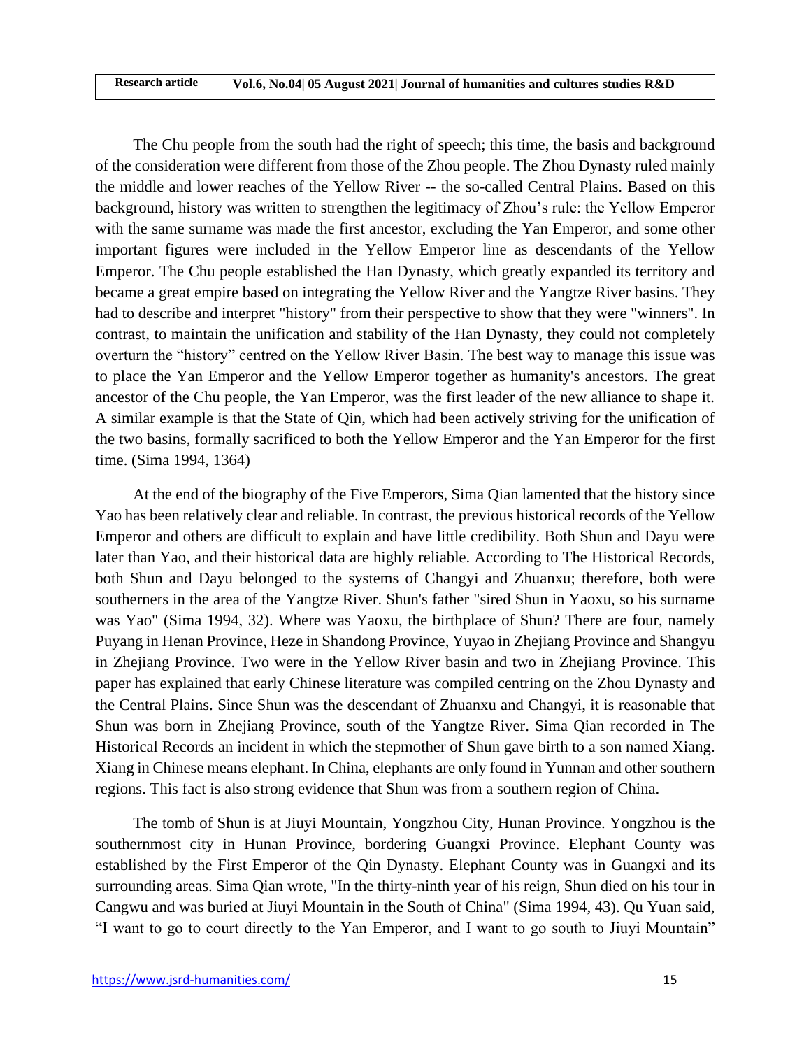The Chu people from the south had the right of speech; this time, the basis and background of the consideration were different from those of the Zhou people. The Zhou Dynasty ruled mainly the middle and lower reaches of the Yellow River -- the so-called Central Plains. Based on this background, history was written to strengthen the legitimacy of Zhou's rule: the Yellow Emperor with the same surname was made the first ancestor, excluding the Yan Emperor, and some other important figures were included in the Yellow Emperor line as descendants of the Yellow Emperor. The Chu people established the Han Dynasty, which greatly expanded its territory and became a great empire based on integrating the Yellow River and the Yangtze River basins. They had to describe and interpret "history" from their perspective to show that they were "winners". In contrast, to maintain the unification and stability of the Han Dynasty, they could not completely overturn the "history" centred on the Yellow River Basin. The best way to manage this issue was to place the Yan Emperor and the Yellow Emperor together as humanity's ancestors. The great ancestor of the Chu people, the Yan Emperor, was the first leader of the new alliance to shape it. A similar example is that the State of Qin, which had been actively striving for the unification of the two basins, formally sacrificed to both the Yellow Emperor and the Yan Emperor for the first time. (Sima 1994, 1364)

At the end of the biography of the Five Emperors, Sima Qian lamented that the history since Yao has been relatively clear and reliable. In contrast, the previous historical records of the Yellow Emperor and others are difficult to explain and have little credibility. Both Shun and Dayu were later than Yao, and their historical data are highly reliable. According to The Historical Records, both Shun and Dayu belonged to the systems of Changyi and Zhuanxu; therefore, both were southerners in the area of the Yangtze River. Shun's father "sired Shun in Yaoxu, so his surname was Yao" (Sima 1994, 32). Where was Yaoxu, the birthplace of Shun? There are four, namely Puyang in Henan Province, Heze in Shandong Province, Yuyao in Zhejiang Province and Shangyu in Zhejiang Province. Two were in the Yellow River basin and two in Zhejiang Province. This paper has explained that early Chinese literature was compiled centring on the Zhou Dynasty and the Central Plains. Since Shun was the descendant of Zhuanxu and Changyi, it is reasonable that Shun was born in Zhejiang Province, south of the Yangtze River. Sima Qian recorded in The Historical Records an incident in which the stepmother of Shun gave birth to a son named Xiang. Xiang in Chinese means elephant. In China, elephants are only found in Yunnan and other southern regions. This fact is also strong evidence that Shun was from a southern region of China.

The tomb of Shun is at Jiuyi Mountain, Yongzhou City, Hunan Province. Yongzhou is the southernmost city in Hunan Province, bordering Guangxi Province. Elephant County was established by the First Emperor of the Qin Dynasty. Elephant County was in Guangxi and its surrounding areas. Sima Qian wrote, "In the thirty-ninth year of his reign, Shun died on his tour in Cangwu and was buried at Jiuyi Mountain in the South of China" (Sima 1994, 43). Qu Yuan said, "I want to go to court directly to the Yan Emperor, and I want to go south to Jiuyi Mountain"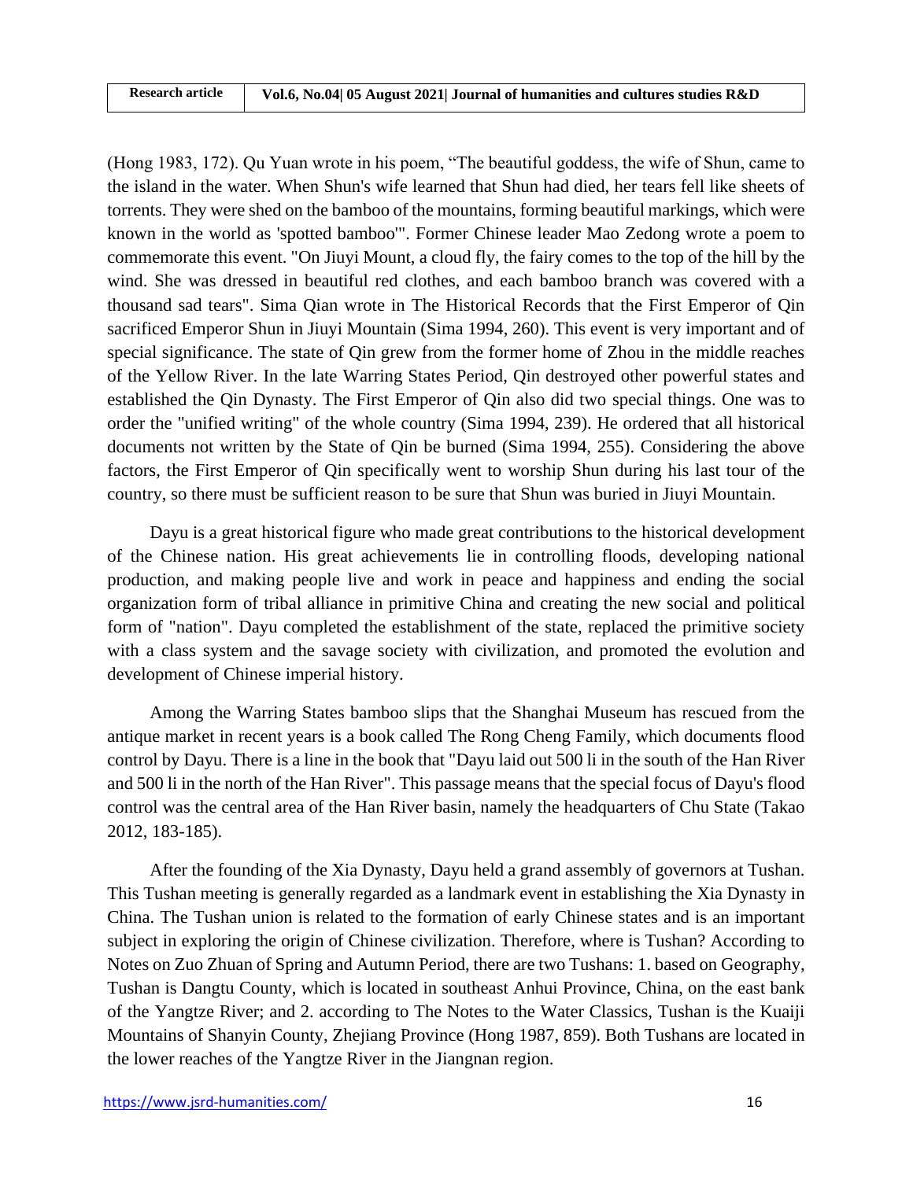(Hong 1983, 172). Qu Yuan wrote in his poem, “The beautiful goddess, the wife of Shun, came to the island in the water. When Shun's wife learned that Shun had died, her tears fell like sheets of torrents. They were shed on the bamboo of the mountains, forming beautiful markings, which were known in the world as 'spotted bamboo'". Former Chinese leader Mao Zedong wrote a poem to commemorate this event. "On Jiuyi Mount, a cloud fly, the fairy comes to the top of the hill by the wind. She was dressed in beautiful red clothes, and each bamboo branch was covered with a thousand sad tears". Sima Qian wrote in The Historical Records that the First Emperor of Qin sacrificed Emperor Shun in Jiuyi Mountain (Sima 1994, 260). This event is very important and of special significance. The state of Qin grew from the former home of Zhou in the middle reaches of the Yellow River. In the late Warring States Period, Qin destroyed other powerful states and established the Qin Dynasty. The First Emperor of Qin also did two special things. One was to order the "unified writing" of the whole country (Sima 1994, 239). He ordered that all historical documents not written by the State of Qin be burned (Sima 1994, 255). Considering the above factors, the First Emperor of Qin specifically went to worship Shun during his last tour of the country, so there must be sufficient reason to be sure that Shun was buried in Jiuyi Mountain.

Dayu is a great historical figure who made great contributions to the historical development of the Chinese nation. His great achievements lie in controlling floods, developing national production, and making people live and work in peace and happiness and ending the social organization form of tribal alliance in primitive China and creating the new social and political form of "nation". Dayu completed the establishment of the state, replaced the primitive society with a class system and the savage society with civilization, and promoted the evolution and development of Chinese imperial history.

Among the Warring States bamboo slips that the Shanghai Museum has rescued from the antique market in recent years is a book called The Rong Cheng Family, which documents flood control by Dayu. There is a line in the book that "Dayu laid out 500 li in the south of the Han River and 500 li in the north of the Han River". This passage means that the special focus of Dayu's flood control was the central area of the Han River basin, namely the headquarters of Chu State (Takao 2012, 183-185).

After the founding of the Xia Dynasty, Dayu held a grand assembly of governors at Tushan. This Tushan meeting is generally regarded as a landmark event in establishing the Xia Dynasty in China. The Tushan union is related to the formation of early Chinese states and is an important subject in exploring the origin of Chinese civilization. Therefore, where is Tushan? According to Notes on Zuo Zhuan of Spring and Autumn Period, there are two Tushans: 1. based on Geography, Tushan is Dangtu County, which is located in southeast Anhui Province, China, on the east bank of the Yangtze River; and 2. according to The Notes to the Water Classics, Tushan is the Kuaiji Mountains of Shanyin County, Zhejiang Province (Hong 1987, 859). Both Tushans are located in the lower reaches of the Yangtze River in the Jiangnan region.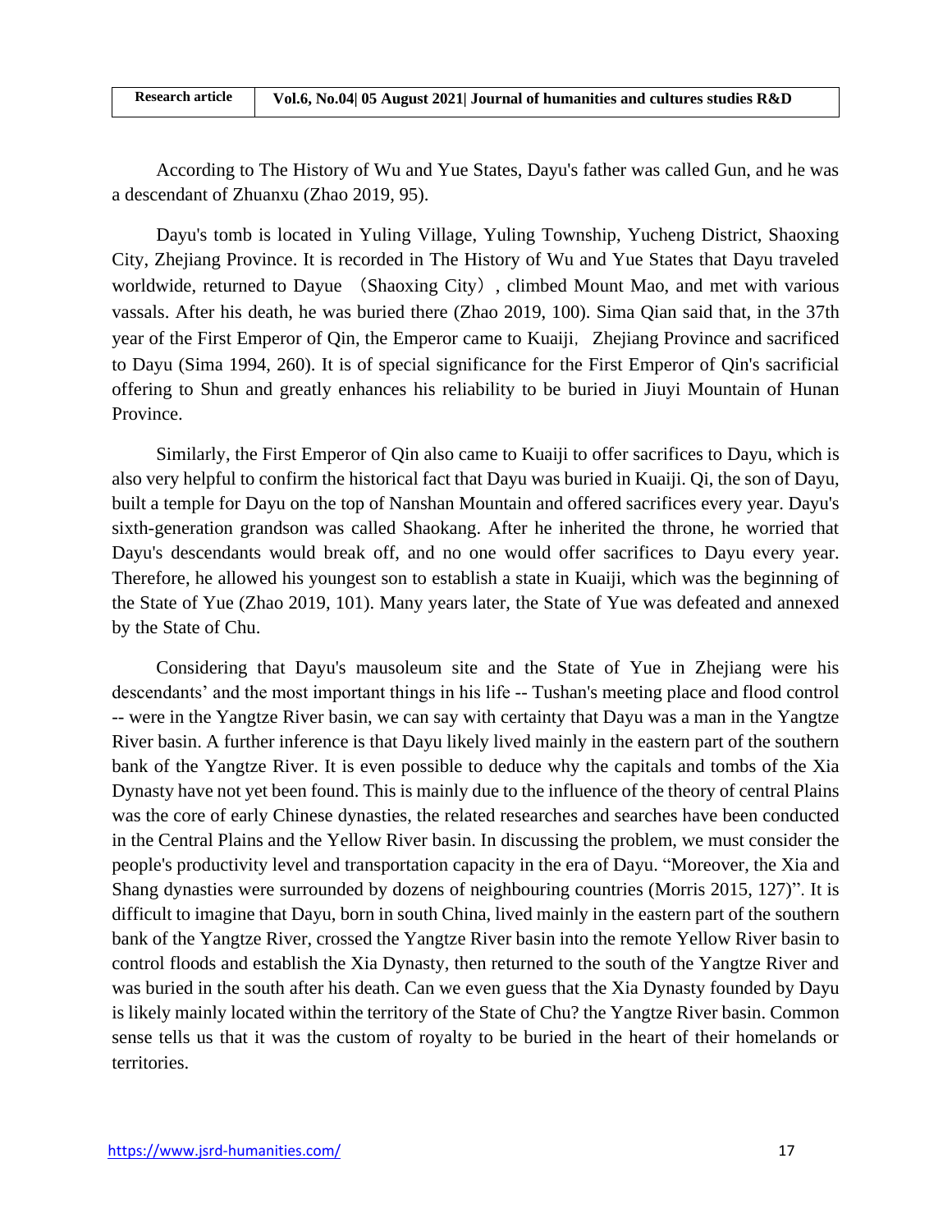According to The History of Wu and Yue States, Dayu's father was called Gun, and he was a descendant of Zhuanxu (Zhao 2019, 95).

Dayu's tomb is located in Yuling Village, Yuling Township, Yucheng District, Shaoxing City, Zhejiang Province. It is recorded in The History of Wu and Yue States that Dayu traveled worldwide, returned to Dayue （Shaoxing City）, climbed Mount Mao, and met with various vassals. After his death, he was buried there (Zhao 2019, 100). Sima Qian said that, in the 37th year of the First Emperor of Qin, the Emperor came to Kuaiji，Zhejiang Province and sacrificed to Dayu (Sima 1994, 260). It is of special significance for the First Emperor of Qin's sacrificial offering to Shun and greatly enhances his reliability to be buried in Jiuyi Mountain of Hunan Province.

Similarly, the First Emperor of Qin also came to Kuaiji to offer sacrifices to Dayu, which is also very helpful to confirm the historical fact that Dayu was buried in Kuaiji. Qi, the son of Dayu, built a temple for Dayu on the top of Nanshan Mountain and offered sacrifices every year. Dayu's sixth-generation grandson was called Shaokang. After he inherited the throne, he worried that Dayu's descendants would break off, and no one would offer sacrifices to Dayu every year. Therefore, he allowed his youngest son to establish a state in Kuaiji, which was the beginning of the State of Yue (Zhao 2019, 101). Many years later, the State of Yue was defeated and annexed by the State of Chu.

Considering that Dayu's mausoleum site and the State of Yue in Zhejiang were his descendants' and the most important things in his life -- Tushan's meeting place and flood control -- were in the Yangtze River basin, we can say with certainty that Dayu was a man in the Yangtze River basin. A further inference is that Dayu likely lived mainly in the eastern part of the southern bank of the Yangtze River. It is even possible to deduce why the capitals and tombs of the Xia Dynasty have not yet been found. This is mainly due to the influence of the theory of central Plains was the core of early Chinese dynasties, the related researches and searches have been conducted in the Central Plains and the Yellow River basin. In discussing the problem, we must consider the people's productivity level and transportation capacity in the era of Dayu. "Moreover, the Xia and Shang dynasties were surrounded by dozens of neighbouring countries (Morris 2015, 127)". It is difficult to imagine that Dayu, born in south China, lived mainly in the eastern part of the southern bank of the Yangtze River, crossed the Yangtze River basin into the remote Yellow River basin to control floods and establish the Xia Dynasty, then returned to the south of the Yangtze River and was buried in the south after his death. Can we even guess that the Xia Dynasty founded by Dayu is likely mainly located within the territory of the State of Chu? the Yangtze River basin. Common sense tells us that it was the custom of royalty to be buried in the heart of their homelands or territories.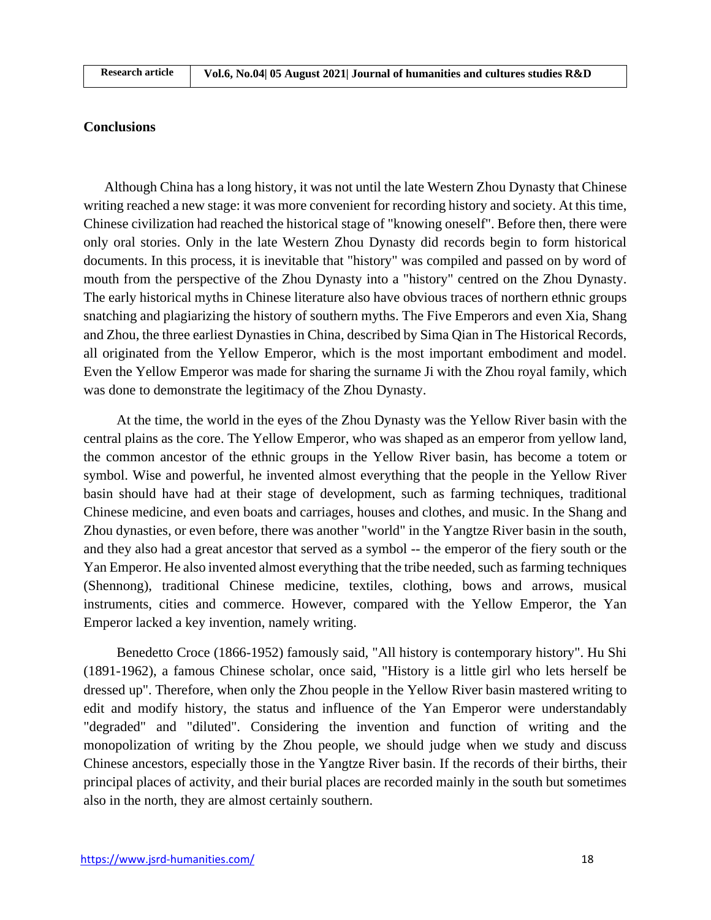## Conclusions

Although China has a long history, it was not until the late Western Zhou Dynasty that Chinese writing reached a new stage: it was more convenient for recording history and society. At this time, Chinese civilization had reached the historical stage of "knowing oneself". Before then, there were only oral stories. Only in the late Western Zhou Dynasty did records begin to form historical documents. In this process, it is inevitable that "history" was compiled and passed on by word of mouth from the perspective of the Zhou Dynasty into a "history" centred on the Zhou Dynasty. The early historical myths in Chinese literature also have obvious traces of northern ethnic groups snatching and plagiarizing the history of southern myths. The Five Emperors and even Xia, Shang and Zhou, the three earliest Dynasties in China, described by Sima Qian in The Historical Records, all originated from the Yellow Emperor, which is the most important embodiment and model. Even the Yellow Emperor was made for sharing the surname Ji with the Zhou royal family, which was done to demonstrate the legitimacy of the Zhou Dynasty.

At the time, the world in the eyes of the Zhou Dynasty was the Yellow River basin with the central plains as the core. The Yellow Emperor, who was shaped as an emperor from yellow land, the common ancestor of the ethnic groups in the Yellow River basin, has become a totem or symbol. Wise and powerful, he invented almost everything that the people in the Yellow River basin should have had at their stage of development, such as farming techniques, traditional Chinese medicine, and even boats and carriages, houses and clothes, and music. In the Shang and Zhou dynasties, or even before, there was another "world" in the Yangtze River basin in the south, and they also had a great ancestor that served as a symbol -- the emperor of the fiery south or the Yan Emperor. He also invented almost everything that the tribe needed, such as farming techniques (Shennong), traditional Chinese medicine, textiles, clothing, bows and arrows, musical instruments, cities and commerce. However, compared with the Yellow Emperor, the Yan Emperor lacked a key invention, namely writing.

Benedetto Croce (1866-1952) famously said, "All history is contemporary history". Hu Shi (1891-1962), a famous Chinese scholar, once said, "History is a little girl who lets herself be dressed up". Therefore, when only the Zhou people in the Yellow River basin mastered writing to edit and modify history, the status and influence of the Yan Emperor were understandably "degraded" and "diluted". Considering the invention and function of writing and the monopolization of writing by the Zhou people, we should judge when we study and discuss Chinese ancestors, especially those in the Yangtze River basin. If the records of their births, their principal places of activity, and their burial places are recorded mainly in the south but sometimes also in the north, they are almost certainly southern.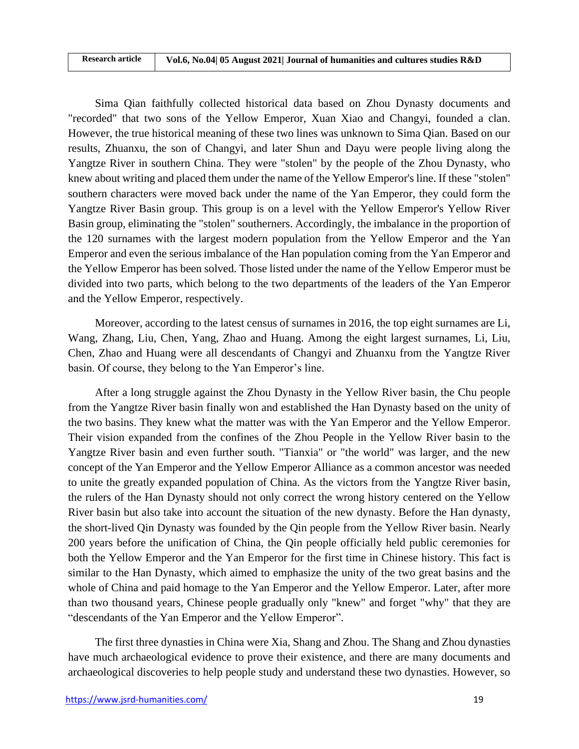Sima Qian faithfully collected historical data based on Zhou Dynasty documents and "recorded" that two sons of the Yellow Emperor, Xuan Xiao and Changyi, founded a clan. However, the true historical meaning of these two lines was unknown to Sima Qian. Based on our results, Zhuanxu, the son of Changyi, and later Shun and Dayu were people living along the Yangtze River in southern China. They were "stolen" by the people of the Zhou Dynasty, who knew about writing and placed them under the name of the Yellow Emperor's line. If these "stolen" southern characters were moved back under the name of the Yan Emperor, they could form the Yangtze River Basin group. This group is on a level with the Yellow Emperor's Yellow River Basin group, eliminating the "stolen" southerners. Accordingly, the imbalance in the proportion of the 120 surnames with the largest modern population from the Yellow Emperor and the Yan Emperor and even the serious imbalance of the Han population coming from the Yan Emperor and the Yellow Emperor has been solved. Those listed under the name of the Yellow Emperor must be divided into two parts, which belong to the two departments of the leaders of the Yan Emperor and the Yellow Emperor, respectively.

Moreover, according to the latest census of surnames in 2016, the top eight surnames are Li, Wang, Zhang, Liu, Chen, Yang, Zhao and Huang. Among the eight largest surnames, Li, Liu, Chen, Zhao and Huang were all descendants of Changyi and Zhuanxu from the Yangtze River basin. Of course, they belong to the Yan Emperor's line.

After a long struggle against the Zhou Dynasty in the Yellow River basin, the Chu people from the Yangtze River basin finally won and established the Han Dynasty based on the unity of the two basins. They knew what the matter was with the Yan Emperor and the Yellow Emperor. Their vision expanded from the confines of the Zhou People in the Yellow River basin to the Yangtze River basin and even further south. "Tianxia" or "the world" was larger, and the new concept of the Yan Emperor and the Yellow Emperor Alliance as a common ancestor was needed to unite the greatly expanded population of China. As the victors from the Yangtze River basin, the rulers of the Han Dynasty should not only correct the wrong history centered on the Yellow River basin but also take into account the situation of the new dynasty. Before the Han dynasty, the short-lived Qin Dynasty was founded by the Qin people from the Yellow River basin. Nearly 200 years before the unification of China, the Qin people officially held public ceremonies for both the Yellow Emperor and the Yan Emperor for the first time in Chinese history. This fact is similar to the Han Dynasty, which aimed to emphasize the unity of the two great basins and the whole of China and paid homage to the Yan Emperor and the Yellow Emperor. Later, after more than two thousand years, Chinese people gradually only "knew" and forget "why" that they are "descendants of the Yan Emperor and the Yellow Emperor".

The first three dynasties in China were Xia, Shang and Zhou. The Shang and Zhou dynasties have much archaeological evidence to prove their existence, and there are many documents and archaeological discoveries to help people study and understand these two dynasties. However, so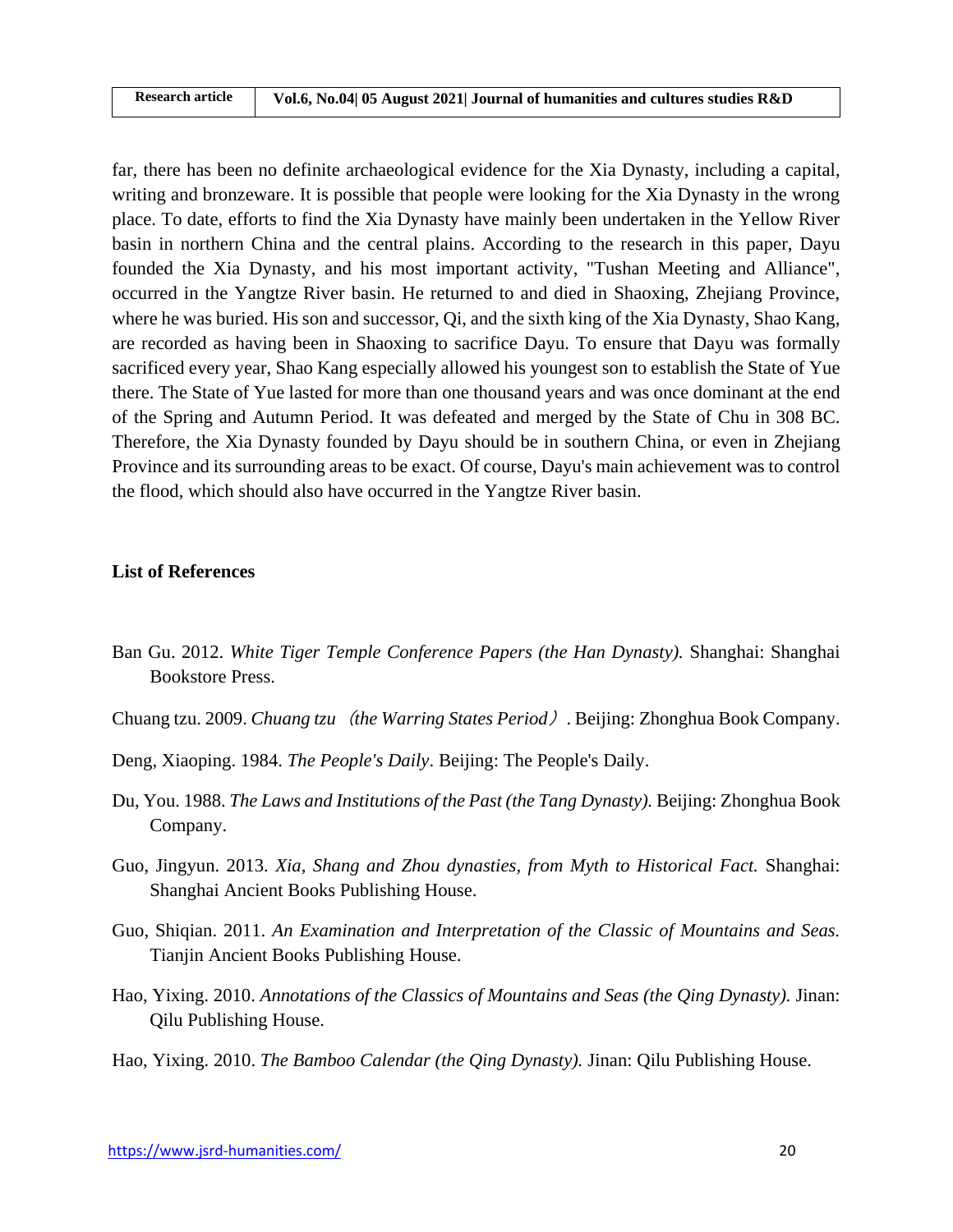far, there has been no definite archaeological evidence for the Xia Dynasty, including a capital, writing and bronzeware. It is possible that people were looking for the Xia Dynasty in the wrong place. To date, efforts to find the Xia Dynasty have mainly been undertaken in the Yellow River basin in northern China and the central plains. According to the research in this paper, Dayu founded the Xia Dynasty, and his most important activity, "Tushan Meeting and Alliance", occurred in the Yangtze River basin. He returned to and died in Shaoxing, Zhejiang Province, where he was buried. His son and successor, Qi, and the sixth king of the Xia Dynasty, Shao Kang, are recorded as having been in Shaoxing to sacrifice Dayu. To ensure that Dayu was formally sacrificed every year, Shao Kang especially allowed his youngest son to establish the State of Yue there. The State of Yue lasted for more than one thousand years and was once dominant at the end of the Spring and Autumn Period. It was defeated and merged by the State of Chu in 308 BC. Therefore, the Xia Dynasty founded by Dayu should be in southern China, or even in Zhejiang Province and its surrounding areas to be exact. Of course, Dayu's main achievement was to control the flood, which should also have occurred in the Yangtze River basin.

## List of References

Ban Gu. 2012. *White Tiger Temple Conference Papers (the Han Dynasty).* Shanghai: Shanghai Bookstore Press.

Chuang tzu. 2009. *Chuang tzu （the Warring States Period）*. Beijing: Zhonghua Book Company.

Deng, Xiaoping. 1984. *The People's Daily*. Beijing: The People's Daily.

Du, You. 1988. *The Laws and Institutions of the Past (the Tang Dynasty).* Beijing: Zhonghua Book Company.

Guo, Jingyun. 2013. *Xia, Shang and Zhou dynasties, from Myth to Historical Fact.* Shanghai: Shanghai Ancient Books Publishing House.

Guo, Shiqian. 2011. *An Examination and Interpretation of the Classic of Mountains and Seas.* Tianjin Ancient Books Publishing House.

Hao, Yixing. 2010. *Annotations of the Classics of Mountains and Seas (the Qing Dynasty).* Jinan: Qilu Publishing House.

Hao, Yixing. 2010. *The Bamboo Calendar (the Qing Dynasty).* Jinan: Qilu Publishing House.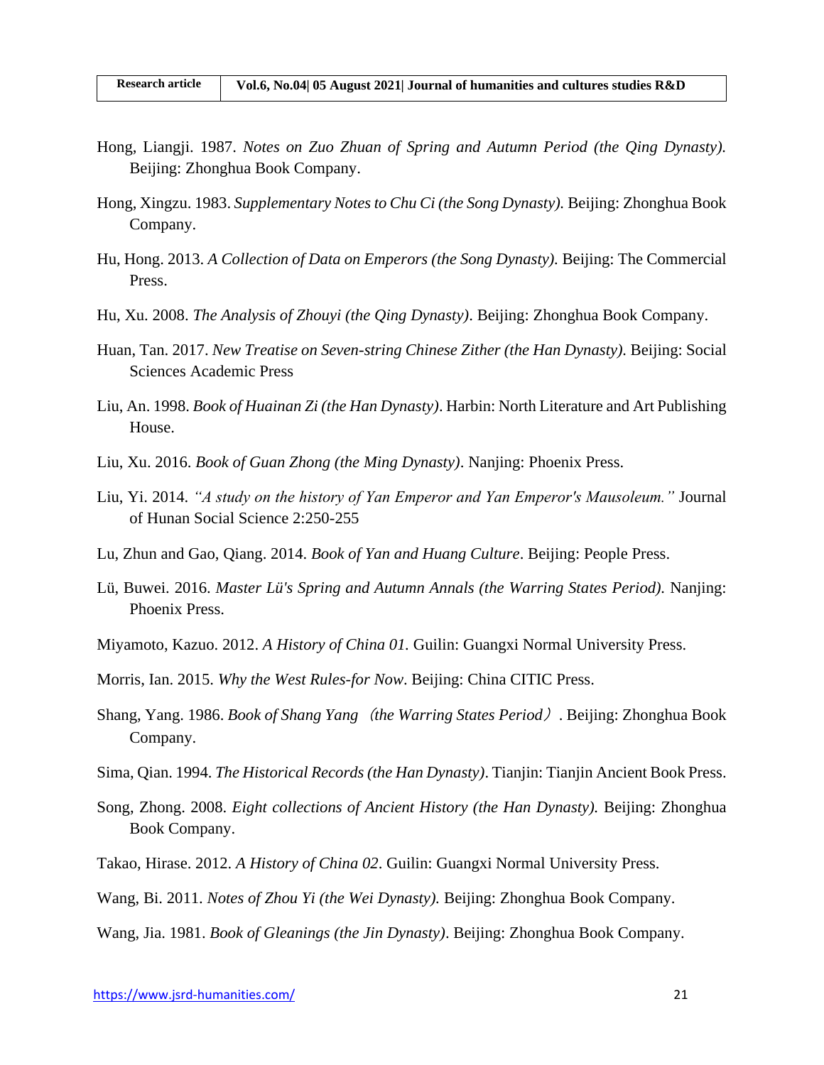Hong, Liangji. 1987. *Notes on Zuo Zhuan of Spring and Autumn Period (the Qing Dynasty).* Beijing: Zhonghua Book Company.

Hong, Xingzu. 1983. *Supplementary Notes to Chu Ci (the Song Dynasty).* Beijing: Zhonghua Book Company.

Hu, Hong. 2013. *A Collection of Data on Emperors (the Song Dynasty).* Beijing: The Commercial Press.

Hu, Xu. 2008. *The Analysis of Zhouyi (the Qing Dynasty)*. Beijing: Zhonghua Book Company.

Huan, Tan. 2017. *New Treatise on Seven-string Chinese Zither (the Han Dynasty).* Beijing: Social Sciences Academic Press

Liu, An. 1998. *Book of Huainan Zi (the Han Dynasty)*. Harbin: North Literature and Art Publishing House.

Liu, Xu. 2016. *Book of Guan Zhong (the Ming Dynasty)*. Nanjing: Phoenix Press.

Liu, Yi. 2014. *"A study on the history of Yan Emperor and Yan Emperor's Mausoleum."* Journal of Hunan Social Science 2:250-255

Lu, Zhun and Gao, Qiang. 2014. *Book of Yan and Huang Culture*. Beijing: People Press.

Lü, Buwei. 2016. *Master Lü's Spring and Autumn Annals (the Warring States Period).* Nanjing: Phoenix Press.

Miyamoto, Kazuo. 2012. *A History of China 01.* Guilin: Guangxi Normal University Press.

Morris, Ian. 2015. *Why the West Rules-for Now*. Beijing: China CITIC Press.

Shang, Yang. 1986. *Book of Shang Yang （the Warring States Period）*. Beijing: Zhonghua Book Company.

Sima, Qian. 1994. *The Historical Records (the Han Dynasty)*. Tianjin: Tianjin Ancient Book Press.

Song, Zhong. 2008. *Eight collections of Ancient History (the Han Dynasty).* Beijing: Zhonghua Book Company.

Takao, Hirase. 2012. *A History of China 02*. Guilin: Guangxi Normal University Press.

Wang, Bi. 2011. *Notes of Zhou Yi (the Wei Dynasty).* Beijing: Zhonghua Book Company.

Wang, Jia. 1981. *Book of Gleanings (the Jin Dynasty)*. Beijing: Zhonghua Book Company.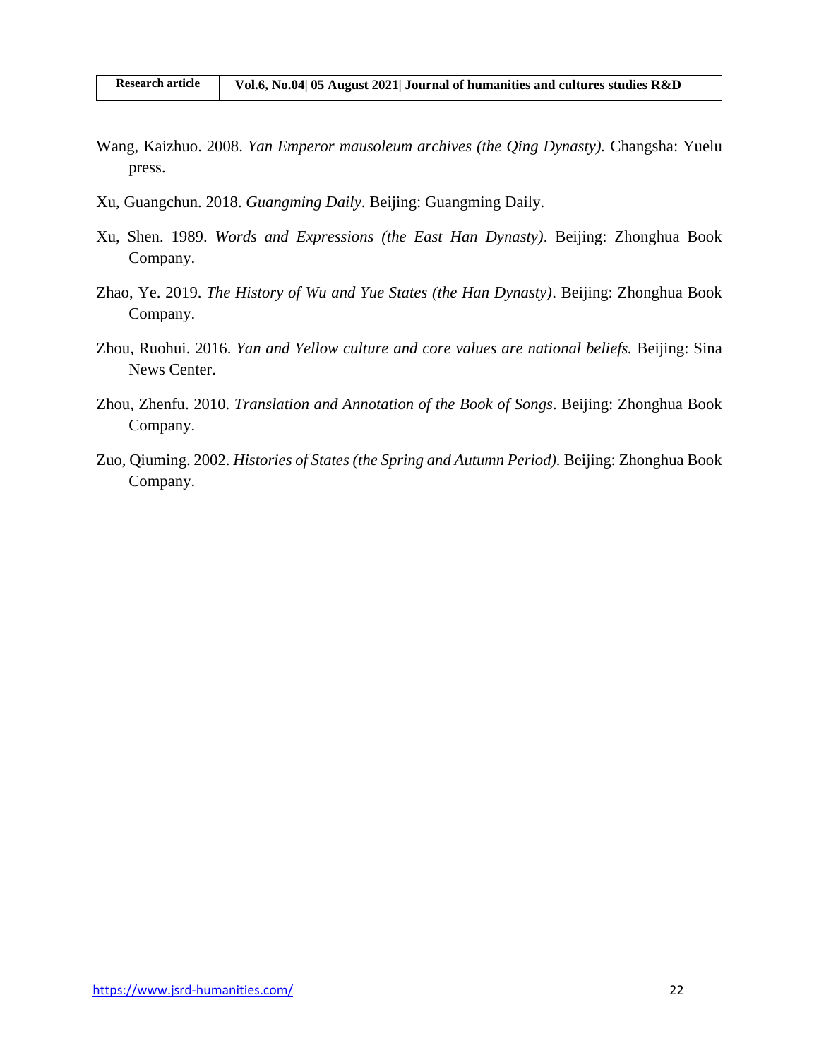Wang, Kaizhuo. 2008. *Yan Emperor mausoleum archives (the Qing Dynasty).* Changsha: Yuelu press.

Xu, Guangchun. 2018. *Guangming Daily*. Beijing: Guangming Daily.

Xu, Shen. 1989. *Words and Expressions (the East Han Dynasty)*. Beijing: Zhonghua Book Company.

Zhao, Ye. 2019. *The History of Wu and Yue States (the Han Dynasty)*. Beijing: Zhonghua Book Company.

Zhou, Ruohui. 2016. *Yan and Yellow culture and core values are national beliefs.* Beijing: Sina News Center.

Zhou, Zhenfu. 2010. *Translation and Annotation of the Book of Songs*. Beijing: Zhonghua Book Company.

Zuo, Qiuming. 2002. *Histories of States (the Spring and Autumn Period).* Beijing: Zhonghua Book Company.